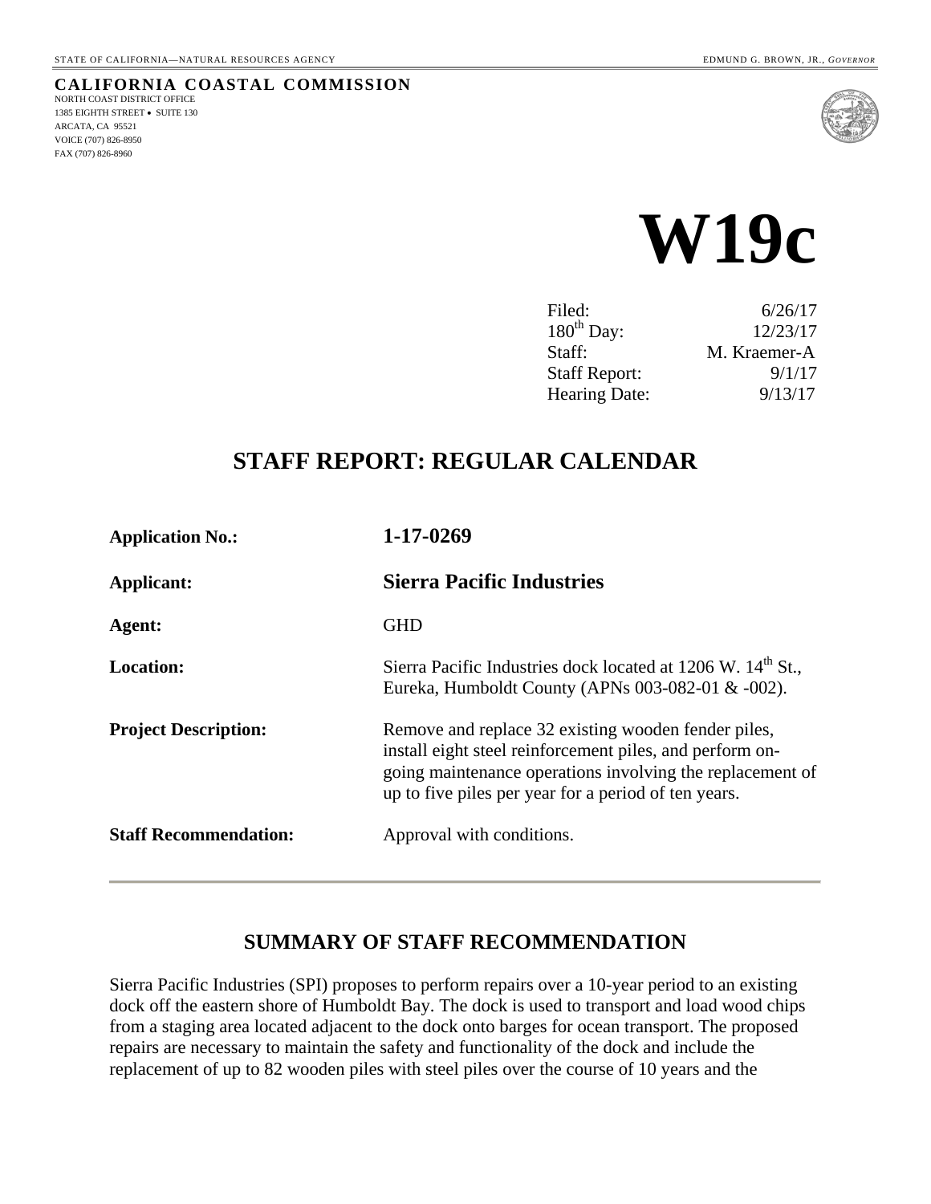STATE OF CALIFORNIA—NATURAL RESOURCES AGENCY EDMUND G. BROWN, JR., *GOVERNOR*

**CALIFORNIA COASTAL COMMISSION**
NORTH COAST DISTRICT OFFICE
1385 EIGHTH STREET • SUITE 130
ARCATA, CA 95521
VOICE (707) 826-8950
FAX (707) 826-8960

# W19c

| | |
|---|---|
| Filed: | 6/26/17 |
| 180th Day: | 12/23/17 |
| Staff: | M. Kraemer-A |
| Staff Report: | 9/1/17 |
| Hearing Date: | 9/13/17 |

## STAFF REPORT: REGULAR CALENDAR

| | |
|---|---|
| **Application No.:** | **1-17-0269** |
| **Applicant:** | **Sierra Pacific Industries** |
| **Agent:** | GHD |
| **Location:** | Sierra Pacific Industries dock located at 1206 W. 14th St., Eureka, Humboldt County (APNs 003-082-01 & -002). |
| **Project Description:** | Remove and replace 32 existing wooden fender piles, install eight steel reinforcement piles, and perform on-going maintenance operations involving the replacement of up to five piles per year for a period of ten years. |
| **Staff Recommendation:** | Approval with conditions. |

---

## SUMMARY OF STAFF RECOMMENDATION

Sierra Pacific Industries (SPI) proposes to perform repairs over a 10-year period to an existing dock off the eastern shore of Humboldt Bay. The dock is used to transport and load wood chips from a staging area located adjacent to the dock onto barges for ocean transport. The proposed repairs are necessary to maintain the safety and functionality of the dock and include the replacement of up to 82 wooden piles with steel piles over the course of 10 years and the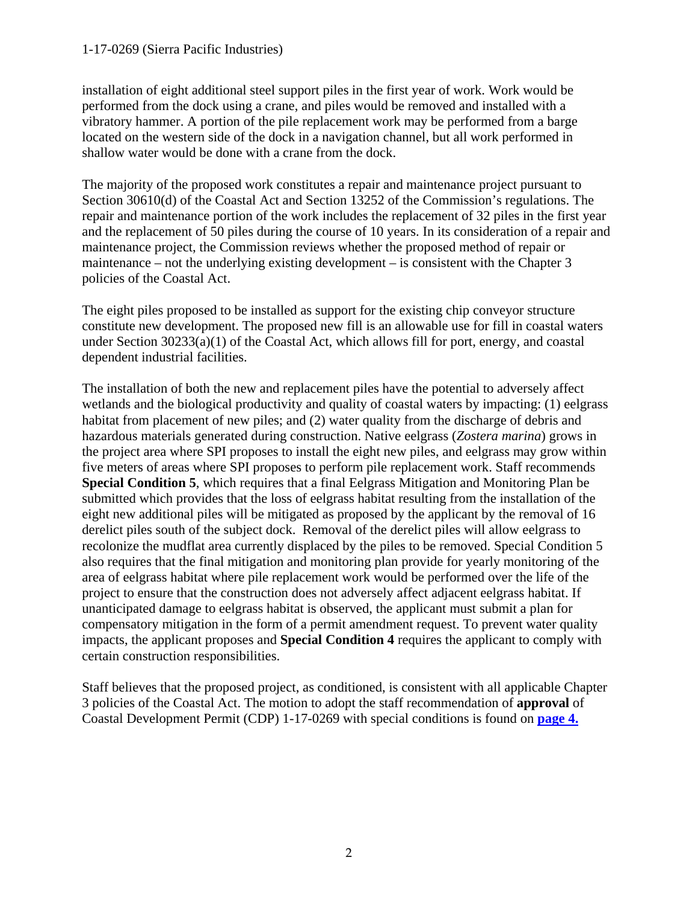installation of eight additional steel support piles in the first year of work. Work would be performed from the dock using a crane, and piles would be removed and installed with a vibratory hammer. A portion of the pile replacement work may be performed from a barge located on the western side of the dock in a navigation channel, but all work performed in shallow water would be done with a crane from the dock.

The majority of the proposed work constitutes a repair and maintenance project pursuant to Section 30610(d) of the Coastal Act and Section 13252 of the Commission's regulations. The repair and maintenance portion of the work includes the replacement of 32 piles in the first year and the replacement of 50 piles during the course of 10 years. In its consideration of a repair and maintenance project, the Commission reviews whether the proposed method of repair or maintenance – not the underlying existing development – is consistent with the Chapter 3 policies of the Coastal Act.

The eight piles proposed to be installed as support for the existing chip conveyor structure constitute new development. The proposed new fill is an allowable use for fill in coastal waters under Section 30233(a)(1) of the Coastal Act, which allows fill for port, energy, and coastal dependent industrial facilities.

The installation of both the new and replacement piles have the potential to adversely affect wetlands and the biological productivity and quality of coastal waters by impacting: (1) eelgrass habitat from placement of new piles; and (2) water quality from the discharge of debris and hazardous materials generated during construction. Native eelgrass (*Zostera marina*) grows in the project area where SPI proposes to install the eight new piles, and eelgrass may grow within five meters of areas where SPI proposes to perform pile replacement work. Staff recommends **Special Condition 5**, which requires that a final Eelgrass Mitigation and Monitoring Plan be submitted which provides that the loss of eelgrass habitat resulting from the installation of the eight new additional piles will be mitigated as proposed by the applicant by the removal of 16 derelict piles south of the subject dock. Removal of the derelict piles will allow eelgrass to recolonize the mudflat area currently displaced by the piles to be removed. Special Condition 5 also requires that the final mitigation and monitoring plan provide for yearly monitoring of the area of eelgrass habitat where pile replacement work would be performed over the life of the project to ensure that the construction does not adversely affect adjacent eelgrass habitat. If unanticipated damage to eelgrass habitat is observed, the applicant must submit a plan for compensatory mitigation in the form of a permit amendment request. To prevent water quality impacts, the applicant proposes and **Special Condition 4** requires the applicant to comply with certain construction responsibilities.

Staff believes that the proposed project, as conditioned, is consistent with all applicable Chapter 3 policies of the Coastal Act. The motion to adopt the staff recommendation of **approval** of Coastal Development Permit (CDP) 1-17-0269 with special conditions is found on **page 4.**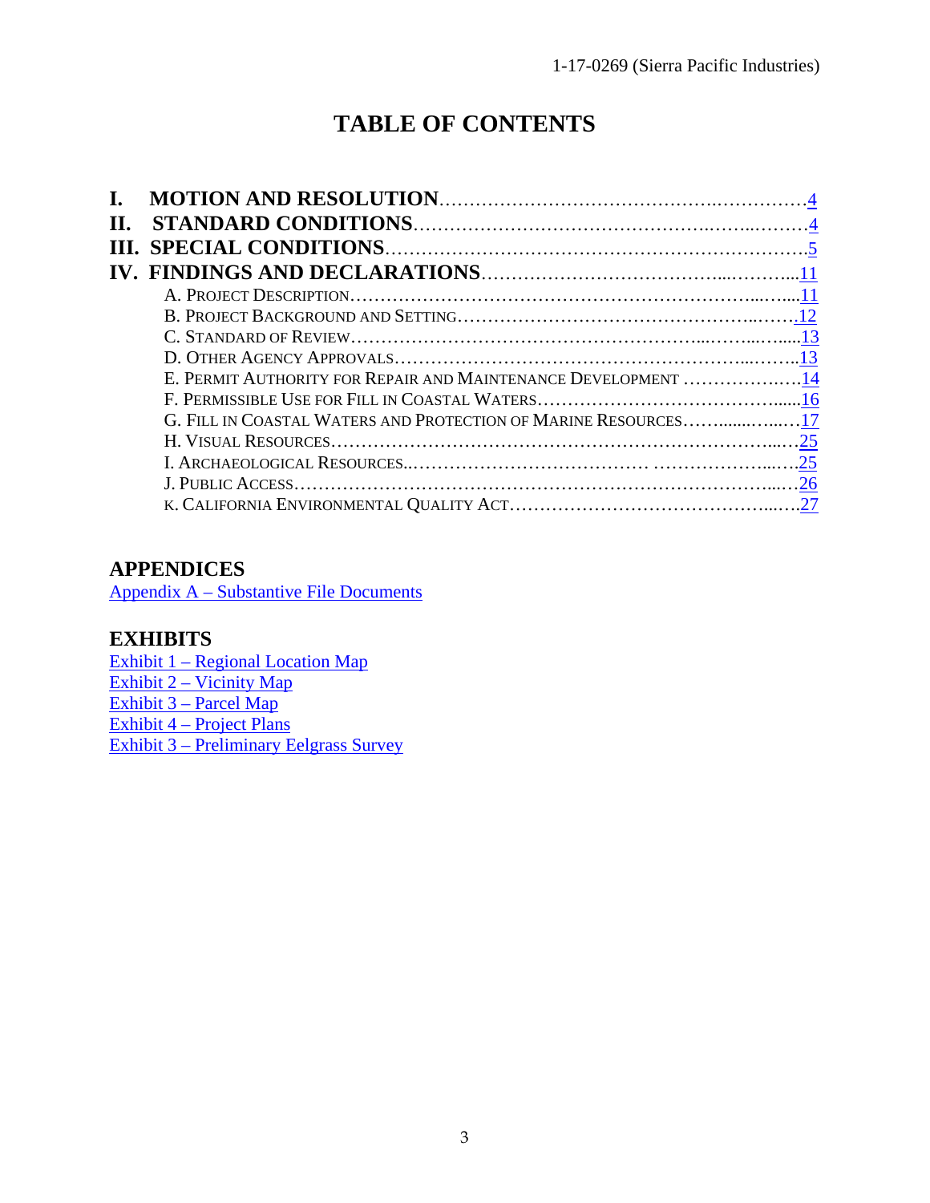# TABLE OF CONTENTS

**I. MOTION AND RESOLUTION** ........................................................ 4
**II. STANDARD CONDITIONS** ........................................................ 4
**III. SPECIAL CONDITIONS** ........................................................ 5
**IV. FINDINGS AND DECLARATIONS** ........................................................ 11

- A. PROJECT DESCRIPTION ........................................................ 11
- B. PROJECT BACKGROUND AND SETTING ........................................................ 12
- C. STANDARD OF REVIEW ........................................................ 13
- D. OTHER AGENCY APPROVALS ........................................................ 13
- E. PERMIT AUTHORITY FOR REPAIR AND MAINTENANCE DEVELOPMENT ........................................................ 14
- F. PERMISSIBLE USE FOR FILL IN COASTAL WATERS ........................................................ 16
- G. FILL IN COASTAL WATERS AND PROTECTION OF MARINE RESOURCES ........................................................ 17
- H. VISUAL RESOURCES ........................................................ 25
- I. ARCHAEOLOGICAL RESOURCES ........................................................ 25
- J. PUBLIC ACCESS ........................................................ 26
- K. CALIFORNIA ENVIRONMENTAL QUALITY ACT ........................................................ 27

## APPENDICES

Appendix A – Substantive File Documents

## EXHIBITS

Exhibit 1 – Regional Location Map
Exhibit 2 – Vicinity Map
Exhibit 3 – Parcel Map
Exhibit 4 – Project Plans
Exhibit 3 – Preliminary Eelgrass Survey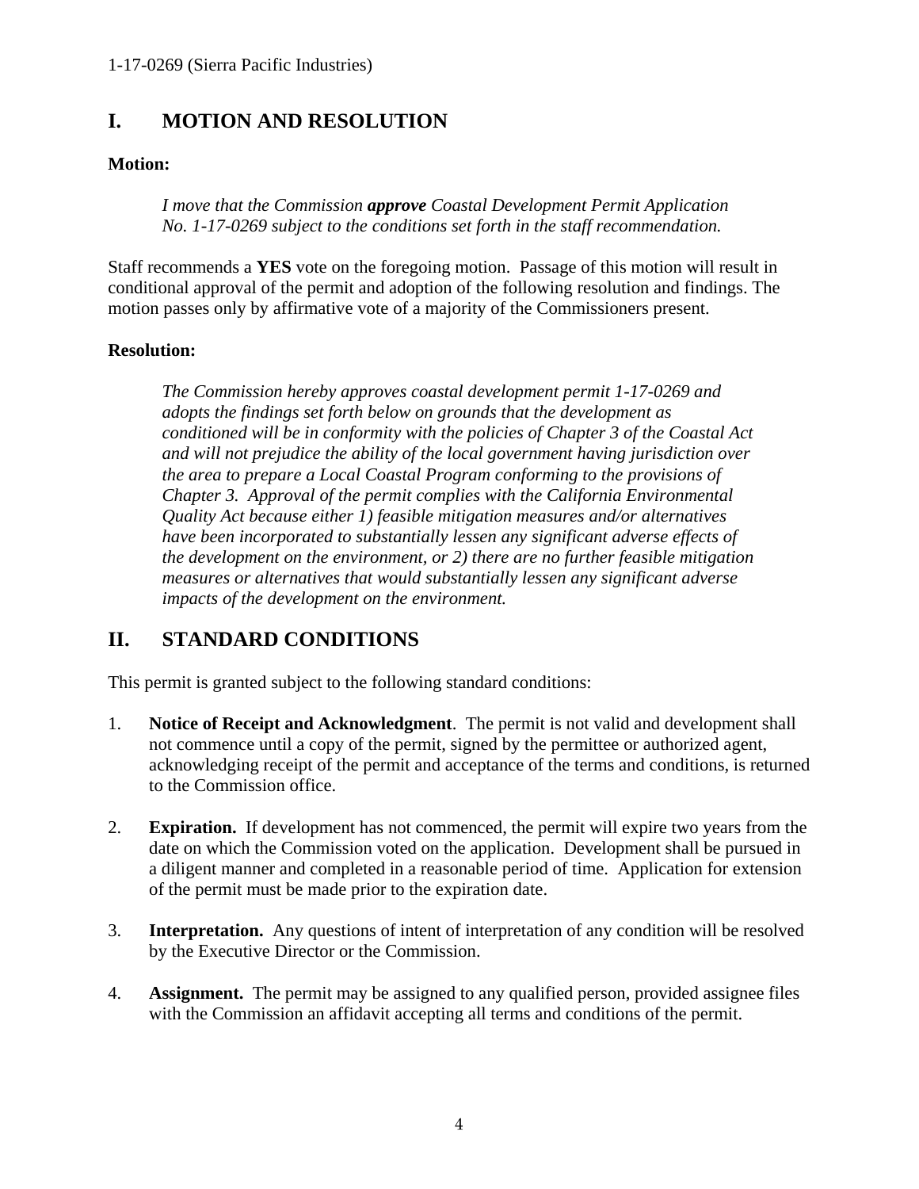## I. MOTION AND RESOLUTION

**Motion:**

> *I move that the Commission* ***approve*** *Coastal Development Permit Application No. 1-17-0269 subject to the conditions set forth in the staff recommendation.*

Staff recommends a **YES** vote on the foregoing motion. Passage of this motion will result in conditional approval of the permit and adoption of the following resolution and findings. The motion passes only by affirmative vote of a majority of the Commissioners present.

**Resolution:**

> *The Commission hereby approves coastal development permit 1-17-0269 and adopts the findings set forth below on grounds that the development as conditioned will be in conformity with the policies of Chapter 3 of the Coastal Act and will not prejudice the ability of the local government having jurisdiction over the area to prepare a Local Coastal Program conforming to the provisions of Chapter 3. Approval of the permit complies with the California Environmental Quality Act because either 1) feasible mitigation measures and/or alternatives have been incorporated to substantially lessen any significant adverse effects of the development on the environment, or 2) there are no further feasible mitigation measures or alternatives that would substantially lessen any significant adverse impacts of the development on the environment.*

## II. STANDARD CONDITIONS

This permit is granted subject to the following standard conditions:

1. **Notice of Receipt and Acknowledgment**. The permit is not valid and development shall not commence until a copy of the permit, signed by the permittee or authorized agent, acknowledging receipt of the permit and acceptance of the terms and conditions, is returned to the Commission office.

2. **Expiration.** If development has not commenced, the permit will expire two years from the date on which the Commission voted on the application. Development shall be pursued in a diligent manner and completed in a reasonable period of time. Application for extension of the permit must be made prior to the expiration date.

3. **Interpretation.** Any questions of intent of interpretation of any condition will be resolved by the Executive Director or the Commission.

4. **Assignment.** The permit may be assigned to any qualified person, provided assignee files with the Commission an affidavit accepting all terms and conditions of the permit.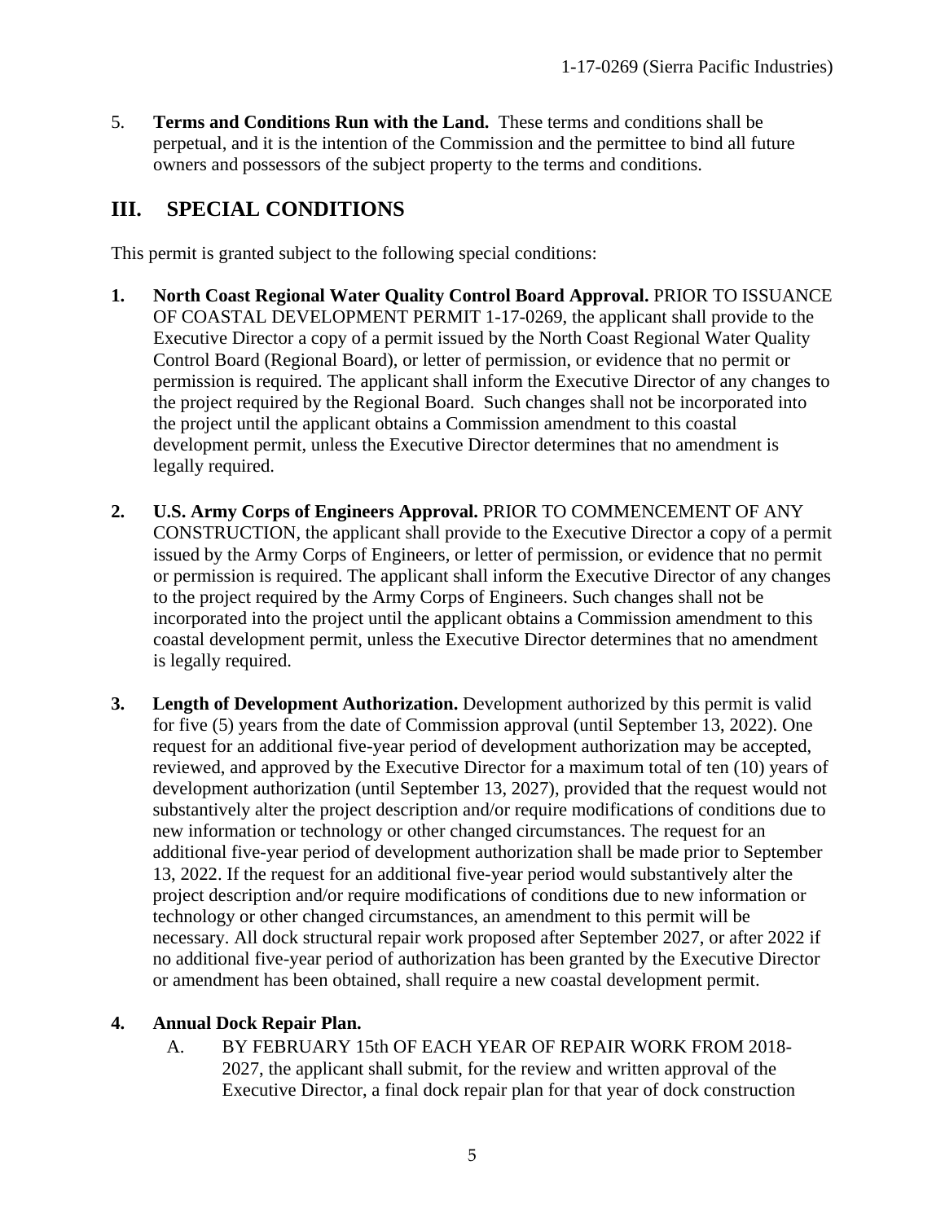5. **Terms and Conditions Run with the Land.** These terms and conditions shall be perpetual, and it is the intention of the Commission and the permittee to bind all future owners and possessors of the subject property to the terms and conditions.

## III. SPECIAL CONDITIONS

This permit is granted subject to the following special conditions:

1. **North Coast Regional Water Quality Control Board Approval.** PRIOR TO ISSUANCE OF COASTAL DEVELOPMENT PERMIT 1-17-0269, the applicant shall provide to the Executive Director a copy of a permit issued by the North Coast Regional Water Quality Control Board (Regional Board), or letter of permission, or evidence that no permit or permission is required. The applicant shall inform the Executive Director of any changes to the project required by the Regional Board. Such changes shall not be incorporated into the project until the applicant obtains a Commission amendment to this coastal development permit, unless the Executive Director determines that no amendment is legally required.

2. **U.S. Army Corps of Engineers Approval.** PRIOR TO COMMENCEMENT OF ANY CONSTRUCTION, the applicant shall provide to the Executive Director a copy of a permit issued by the Army Corps of Engineers, or letter of permission, or evidence that no permit or permission is required. The applicant shall inform the Executive Director of any changes to the project required by the Army Corps of Engineers. Such changes shall not be incorporated into the project until the applicant obtains a Commission amendment to this coastal development permit, unless the Executive Director determines that no amendment is legally required.

3. **Length of Development Authorization.** Development authorized by this permit is valid for five (5) years from the date of Commission approval (until September 13, 2022). One request for an additional five-year period of development authorization may be accepted, reviewed, and approved by the Executive Director for a maximum total of ten (10) years of development authorization (until September 13, 2027), provided that the request would not substantively alter the project description and/or require modifications of conditions due to new information or technology or other changed circumstances. The request for an additional five-year period of development authorization shall be made prior to September 13, 2022. If the request for an additional five-year period would substantively alter the project description and/or require modifications of conditions due to new information or technology or other changed circumstances, an amendment to this permit will be necessary. All dock structural repair work proposed after September 2027, or after 2022 if no additional five-year period of authorization has been granted by the Executive Director or amendment has been obtained, shall require a new coastal development permit.

4. **Annual Dock Repair Plan.**
   A. BY FEBRUARY 15th OF EACH YEAR OF REPAIR WORK FROM 2018-2027, the applicant shall submit, for the review and written approval of the Executive Director, a final dock repair plan for that year of dock construction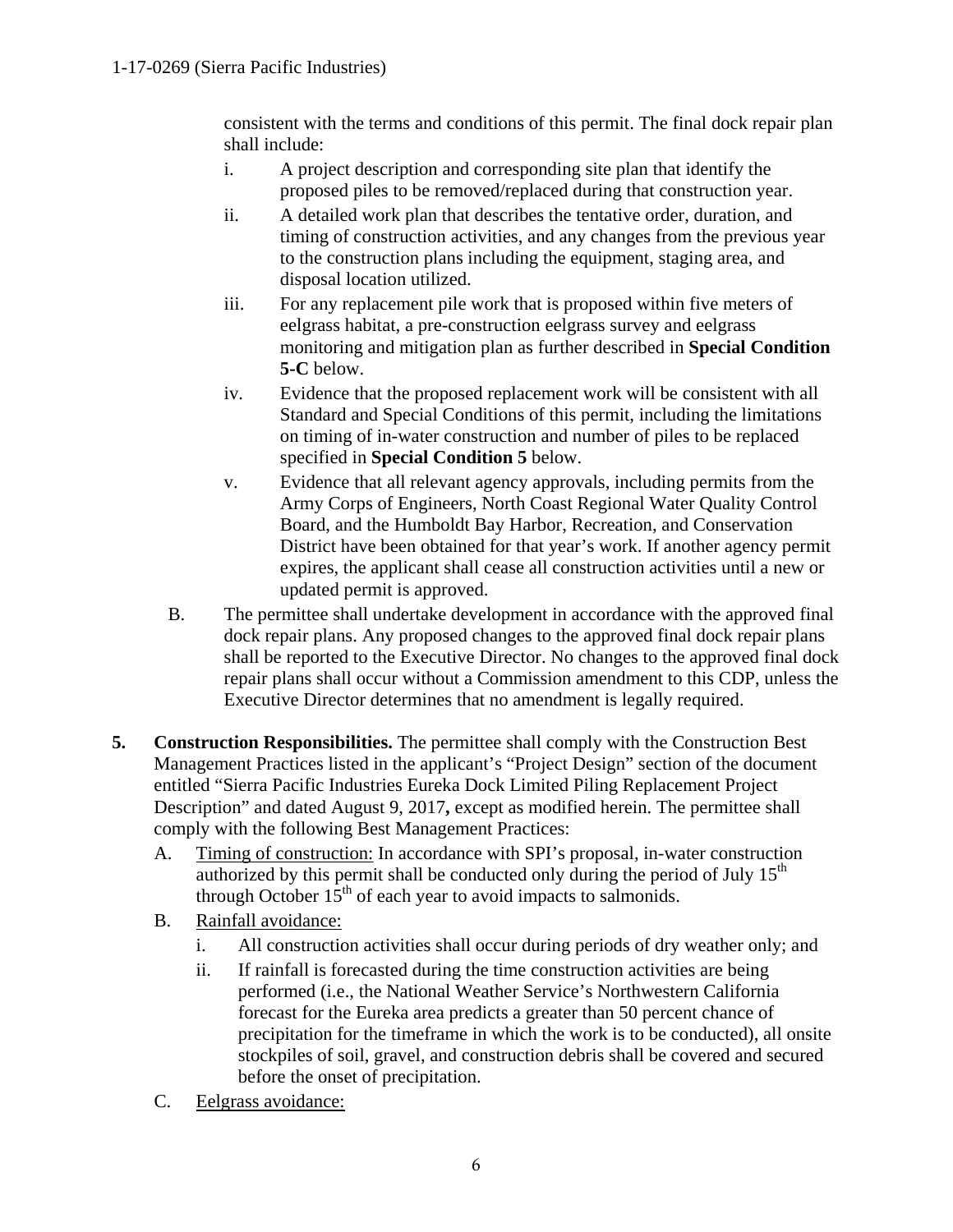consistent with the terms and conditions of this permit. The final dock repair plan shall include:

i. A project description and corresponding site plan that identify the proposed piles to be removed/replaced during that construction year.

ii. A detailed work plan that describes the tentative order, duration, and timing of construction activities, and any changes from the previous year to the construction plans including the equipment, staging area, and disposal location utilized.

iii. For any replacement pile work that is proposed within five meters of eelgrass habitat, a pre-construction eelgrass survey and eelgrass monitoring and mitigation plan as further described in **Special Condition 5-C** below.

iv. Evidence that the proposed replacement work will be consistent with all Standard and Special Conditions of this permit, including the limitations on timing of in-water construction and number of piles to be replaced specified in **Special Condition 5** below.

v. Evidence that all relevant agency approvals, including permits from the Army Corps of Engineers, North Coast Regional Water Quality Control Board, and the Humboldt Bay Harbor, Recreation, and Conservation District have been obtained for that year's work. If another agency permit expires, the applicant shall cease all construction activities until a new or updated permit is approved.

B. The permittee shall undertake development in accordance with the approved final dock repair plans. Any proposed changes to the approved final dock repair plans shall be reported to the Executive Director. No changes to the approved final dock repair plans shall occur without a Commission amendment to this CDP, unless the Executive Director determines that no amendment is legally required.

5. **Construction Responsibilities.** The permittee shall comply with the Construction Best Management Practices listed in the applicant's "Project Design" section of the document entitled "Sierra Pacific Industries Eureka Dock Limited Piling Replacement Project Description" and dated August 9, 2017**,** except as modified herein. The permittee shall comply with the following Best Management Practices:

   A. Timing of construction: In accordance with SPI's proposal, in-water construction authorized by this permit shall be conducted only during the period of July 15th through October 15th of each year to avoid impacts to salmonids.

   B. Rainfall avoidance:

      i. All construction activities shall occur during periods of dry weather only; and

      ii. If rainfall is forecasted during the time construction activities are being performed (i.e., the National Weather Service's Northwestern California forecast for the Eureka area predicts a greater than 50 percent chance of precipitation for the timeframe in which the work is to be conducted), all onsite stockpiles of soil, gravel, and construction debris shall be covered and secured before the onset of precipitation.

   C. Eelgrass avoidance: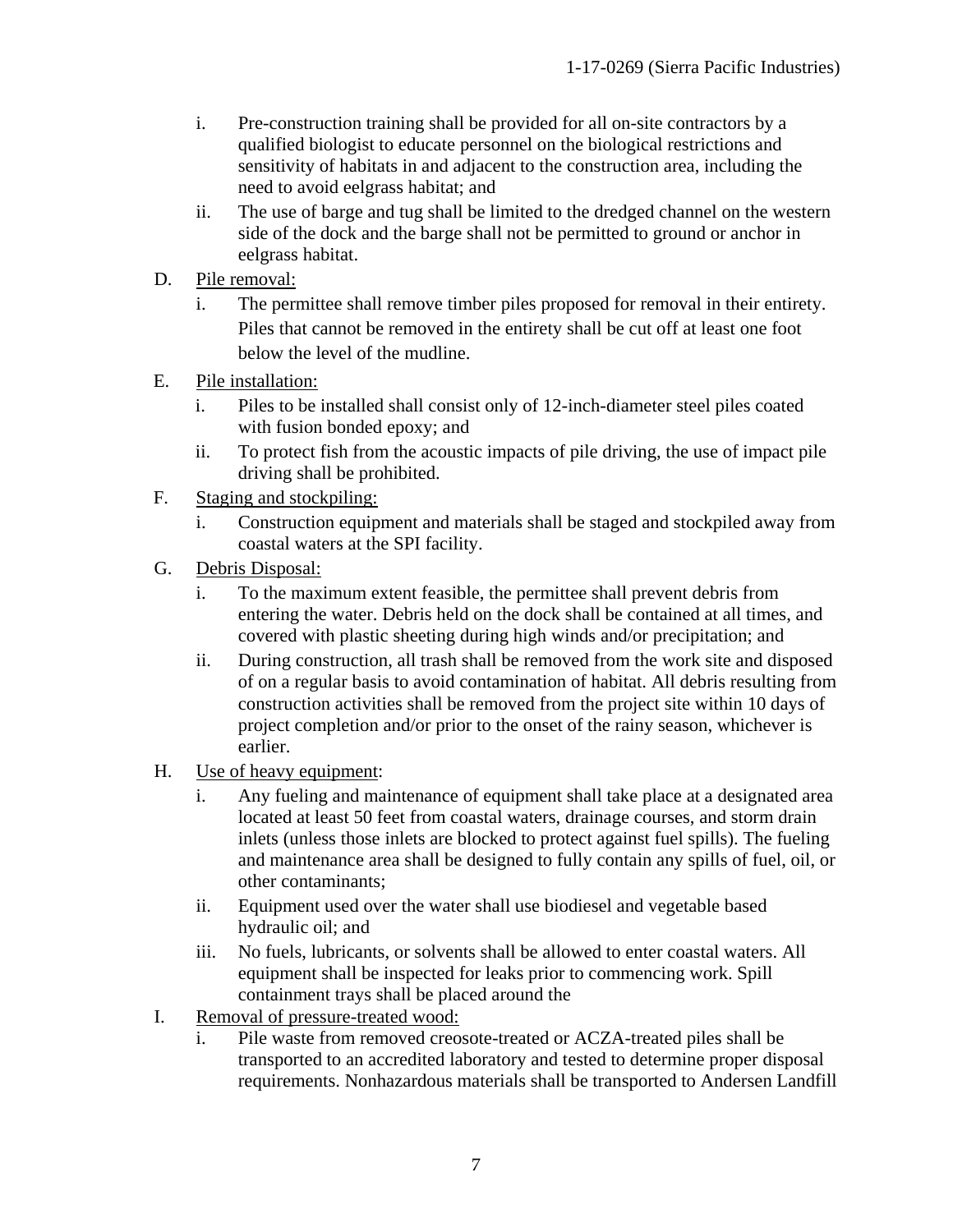i. Pre-construction training shall be provided for all on-site contractors by a qualified biologist to educate personnel on the biological restrictions and sensitivity of habitats in and adjacent to the construction area, including the need to avoid eelgrass habitat; and

ii. The use of barge and tug shall be limited to the dredged channel on the western side of the dock and the barge shall not be permitted to ground or anchor in eelgrass habitat.

D. Pile removal:

i. The permittee shall remove timber piles proposed for removal in their entirety. Piles that cannot be removed in the entirety shall be cut off at least one foot below the level of the mudline.

E. Pile installation:

i. Piles to be installed shall consist only of 12-inch-diameter steel piles coated with fusion bonded epoxy; and

ii. To protect fish from the acoustic impacts of pile driving, the use of impact pile driving shall be prohibited.

F. Staging and stockpiling:

i. Construction equipment and materials shall be staged and stockpiled away from coastal waters at the SPI facility.

G. Debris Disposal:

i. To the maximum extent feasible, the permittee shall prevent debris from entering the water. Debris held on the dock shall be contained at all times, and covered with plastic sheeting during high winds and/or precipitation; and

ii. During construction, all trash shall be removed from the work site and disposed of on a regular basis to avoid contamination of habitat. All debris resulting from construction activities shall be removed from the project site within 10 days of project completion and/or prior to the onset of the rainy season, whichever is earlier.

H. Use of heavy equipment:

i. Any fueling and maintenance of equipment shall take place at a designated area located at least 50 feet from coastal waters, drainage courses, and storm drain inlets (unless those inlets are blocked to protect against fuel spills). The fueling and maintenance area shall be designed to fully contain any spills of fuel, oil, or other contaminants;

ii. Equipment used over the water shall use biodiesel and vegetable based hydraulic oil; and

iii. No fuels, lubricants, or solvents shall be allowed to enter coastal waters. All equipment shall be inspected for leaks prior to commencing work. Spill containment trays shall be placed around the

I. Removal of pressure-treated wood:

i. Pile waste from removed creosote-treated or ACZA-treated piles shall be transported to an accredited laboratory and tested to determine proper disposal requirements. Nonhazardous materials shall be transported to Andersen Landfill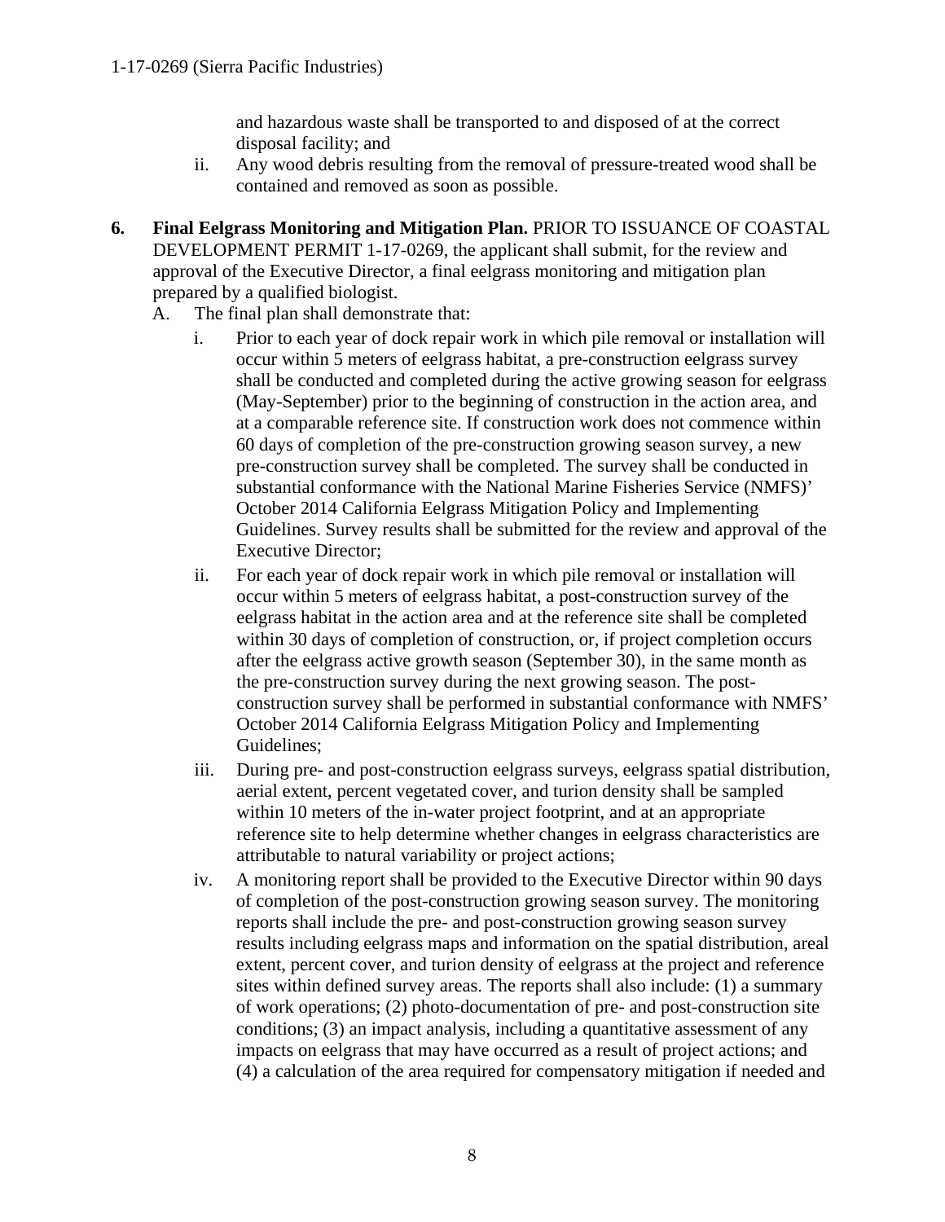and hazardous waste shall be transported to and disposed of at the correct disposal facility; and

ii. Any wood debris resulting from the removal of pressure-treated wood shall be contained and removed as soon as possible.

**6. Final Eelgrass Monitoring and Mitigation Plan.** PRIOR TO ISSUANCE OF COASTAL DEVELOPMENT PERMIT 1-17-0269, the applicant shall submit, for the review and approval of the Executive Director, a final eelgrass monitoring and mitigation plan prepared by a qualified biologist.

A. The final plan shall demonstrate that:

i. Prior to each year of dock repair work in which pile removal or installation will occur within 5 meters of eelgrass habitat, a pre-construction eelgrass survey shall be conducted and completed during the active growing season for eelgrass (May-September) prior to the beginning of construction in the action area, and at a comparable reference site. If construction work does not commence within 60 days of completion of the pre-construction growing season survey, a new pre-construction survey shall be completed. The survey shall be conducted in substantial conformance with the National Marine Fisheries Service (NMFS)' October 2014 California Eelgrass Mitigation Policy and Implementing Guidelines. Survey results shall be submitted for the review and approval of the Executive Director;

ii. For each year of dock repair work in which pile removal or installation will occur within 5 meters of eelgrass habitat, a post-construction survey of the eelgrass habitat in the action area and at the reference site shall be completed within 30 days of completion of construction, or, if project completion occurs after the eelgrass active growth season (September 30), in the same month as the pre-construction survey during the next growing season. The post-construction survey shall be performed in substantial conformance with NMFS' October 2014 California Eelgrass Mitigation Policy and Implementing Guidelines;

iii. During pre- and post-construction eelgrass surveys, eelgrass spatial distribution, aerial extent, percent vegetated cover, and turion density shall be sampled within 10 meters of the in-water project footprint, and at an appropriate reference site to help determine whether changes in eelgrass characteristics are attributable to natural variability or project actions;

iv. A monitoring report shall be provided to the Executive Director within 90 days of completion of the post-construction growing season survey. The monitoring reports shall include the pre- and post-construction growing season survey results including eelgrass maps and information on the spatial distribution, areal extent, percent cover, and turion density of eelgrass at the project and reference sites within defined survey areas. The reports shall also include: (1) a summary of work operations; (2) photo-documentation of pre- and post-construction site conditions; (3) an impact analysis, including a quantitative assessment of any impacts on eelgrass that may have occurred as a result of project actions; and (4) a calculation of the area required for compensatory mitigation if needed and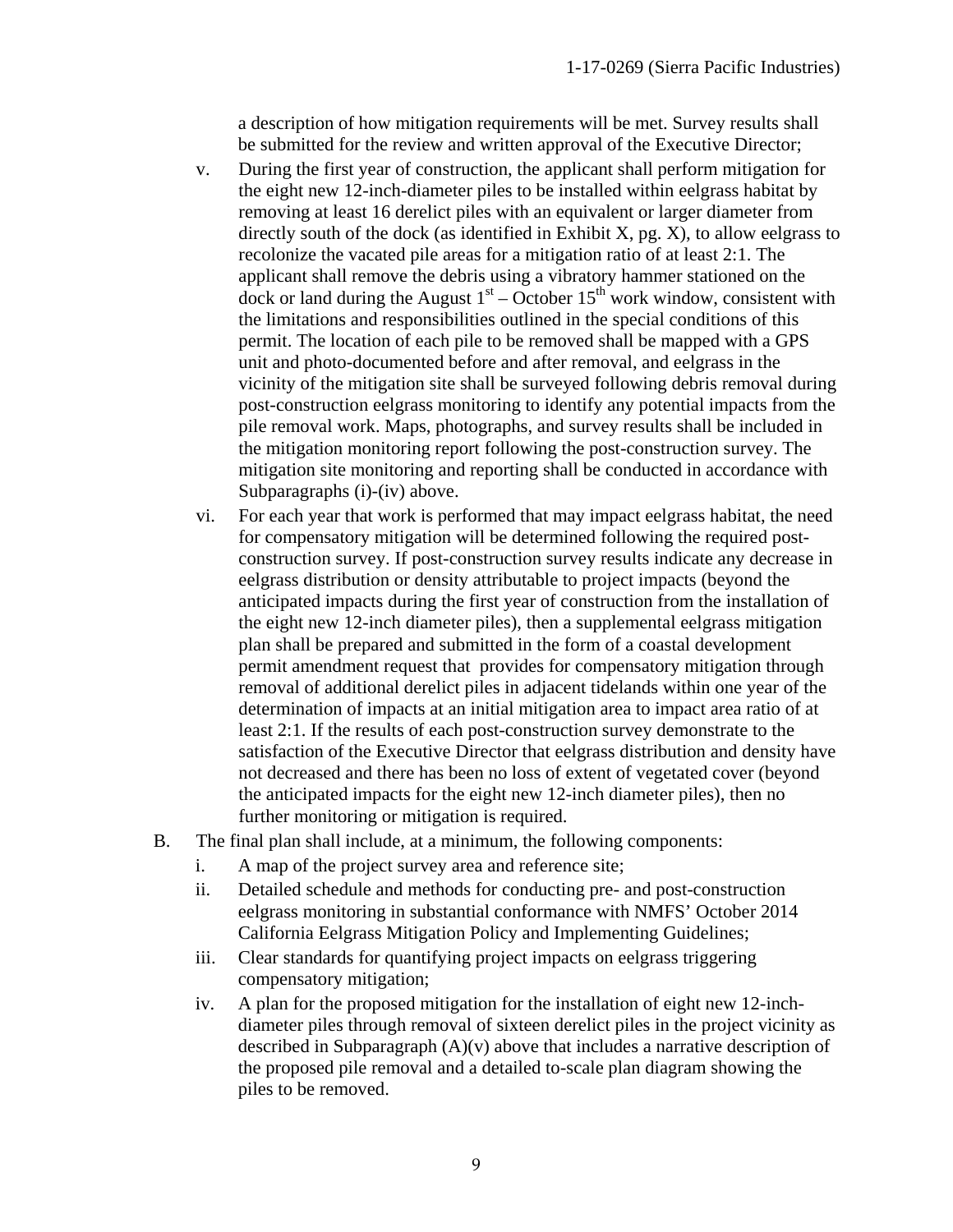a description of how mitigation requirements will be met. Survey results shall be submitted for the review and written approval of the Executive Director;

v. During the first year of construction, the applicant shall perform mitigation for the eight new 12-inch-diameter piles to be installed within eelgrass habitat by removing at least 16 derelict piles with an equivalent or larger diameter from directly south of the dock (as identified in Exhibit X, pg. X), to allow eelgrass to recolonize the vacated pile areas for a mitigation ratio of at least 2:1. The applicant shall remove the debris using a vibratory hammer stationed on the dock or land during the August 1st – October 15th work window, consistent with the limitations and responsibilities outlined in the special conditions of this permit. The location of each pile to be removed shall be mapped with a GPS unit and photo-documented before and after removal, and eelgrass in the vicinity of the mitigation site shall be surveyed following debris removal during post-construction eelgrass monitoring to identify any potential impacts from the pile removal work. Maps, photographs, and survey results shall be included in the mitigation monitoring report following the post-construction survey. The mitigation site monitoring and reporting shall be conducted in accordance with Subparagraphs (i)-(iv) above.

vi. For each year that work is performed that may impact eelgrass habitat, the need for compensatory mitigation will be determined following the required post-construction survey. If post-construction survey results indicate any decrease in eelgrass distribution or density attributable to project impacts (beyond the anticipated impacts during the first year of construction from the installation of the eight new 12-inch diameter piles), then a supplemental eelgrass mitigation plan shall be prepared and submitted in the form of a coastal development permit amendment request that provides for compensatory mitigation through removal of additional derelict piles in adjacent tidelands within one year of the determination of impacts at an initial mitigation area to impact area ratio of at least 2:1. If the results of each post-construction survey demonstrate to the satisfaction of the Executive Director that eelgrass distribution and density have not decreased and there has been no loss of extent of vegetated cover (beyond the anticipated impacts for the eight new 12-inch diameter piles), then no further monitoring or mitigation is required.

B. The final plan shall include, at a minimum, the following components:

i. A map of the project survey area and reference site;

ii. Detailed schedule and methods for conducting pre- and post-construction eelgrass monitoring in substantial conformance with NMFS' October 2014 California Eelgrass Mitigation Policy and Implementing Guidelines;

iii. Clear standards for quantifying project impacts on eelgrass triggering compensatory mitigation;

iv. A plan for the proposed mitigation for the installation of eight new 12-inch-diameter piles through removal of sixteen derelict piles in the project vicinity as described in Subparagraph (A)(v) above that includes a narrative description of the proposed pile removal and a detailed to-scale plan diagram showing the piles to be removed.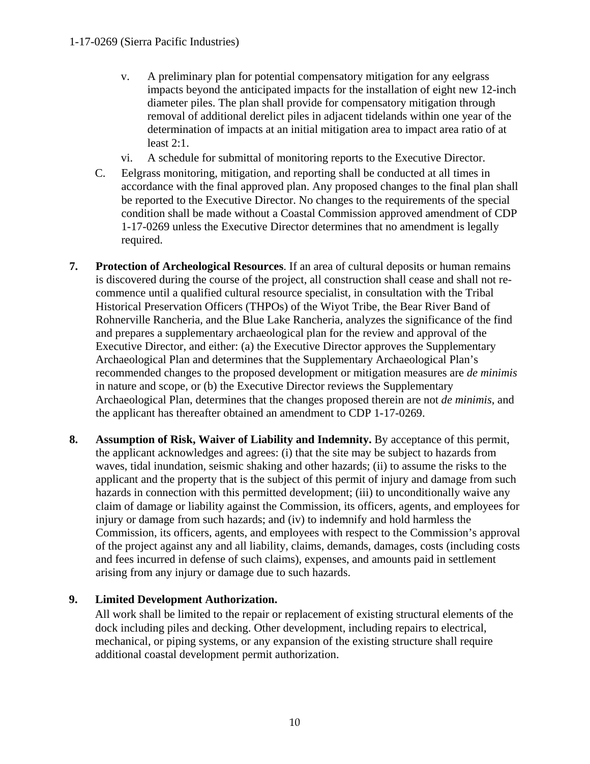v. A preliminary plan for potential compensatory mitigation for any eelgrass impacts beyond the anticipated impacts for the installation of eight new 12-inch diameter piles. The plan shall provide for compensatory mitigation through removal of additional derelict piles in adjacent tidelands within one year of the determination of impacts at an initial mitigation area to impact area ratio of at least 2:1.

vi. A schedule for submittal of monitoring reports to the Executive Director.

C. Eelgrass monitoring, mitigation, and reporting shall be conducted at all times in accordance with the final approved plan. Any proposed changes to the final plan shall be reported to the Executive Director. No changes to the requirements of the special condition shall be made without a Coastal Commission approved amendment of CDP 1-17-0269 unless the Executive Director determines that no amendment is legally required.

**7. Protection of Archeological Resources**. If an area of cultural deposits or human remains is discovered during the course of the project, all construction shall cease and shall not re-commence until a qualified cultural resource specialist, in consultation with the Tribal Historical Preservation Officers (THPOs) of the Wiyot Tribe, the Bear River Band of Rohnerville Rancheria, and the Blue Lake Rancheria, analyzes the significance of the find and prepares a supplementary archaeological plan for the review and approval of the Executive Director, and either: (a) the Executive Director approves the Supplementary Archaeological Plan and determines that the Supplementary Archaeological Plan's recommended changes to the proposed development or mitigation measures are *de minimis* in nature and scope, or (b) the Executive Director reviews the Supplementary Archaeological Plan, determines that the changes proposed therein are not *de minimis*, and the applicant has thereafter obtained an amendment to CDP 1-17-0269.

**8. Assumption of Risk, Waiver of Liability and Indemnity.** By acceptance of this permit, the applicant acknowledges and agrees: (i) that the site may be subject to hazards from waves, tidal inundation, seismic shaking and other hazards; (ii) to assume the risks to the applicant and the property that is the subject of this permit of injury and damage from such hazards in connection with this permitted development; (iii) to unconditionally waive any claim of damage or liability against the Commission, its officers, agents, and employees for injury or damage from such hazards; and (iv) to indemnify and hold harmless the Commission, its officers, agents, and employees with respect to the Commission's approval of the project against any and all liability, claims, demands, damages, costs (including costs and fees incurred in defense of such claims), expenses, and amounts paid in settlement arising from any injury or damage due to such hazards.

**9. Limited Development Authorization.**

All work shall be limited to the repair or replacement of existing structural elements of the dock including piles and decking. Other development, including repairs to electrical, mechanical, or piping systems, or any expansion of the existing structure shall require additional coastal development permit authorization.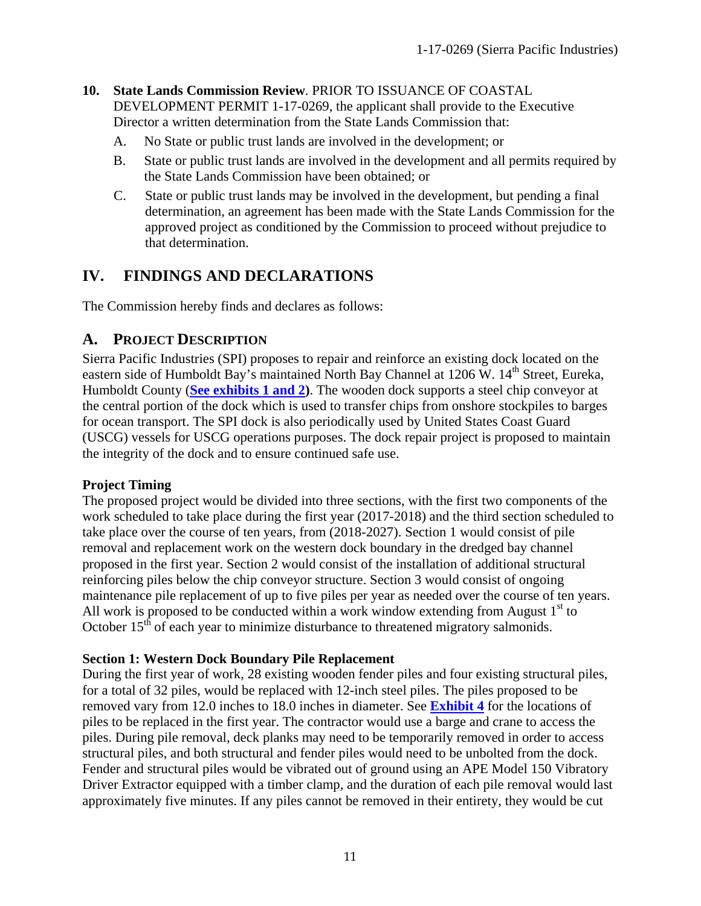10. **State Lands Commission Review**. PRIOR TO ISSUANCE OF COASTAL DEVELOPMENT PERMIT 1-17-0269, the applicant shall provide to the Executive Director a written determination from the State Lands Commission that:

    A. No State or public trust lands are involved in the development; or

    B. State or public trust lands are involved in the development and all permits required by the State Lands Commission have been obtained; or

    C. State or public trust lands may be involved in the development, but pending a final determination, an agreement has been made with the State Lands Commission for the approved project as conditioned by the Commission to proceed without prejudice to that determination.

# IV. FINDINGS AND DECLARATIONS

The Commission hereby finds and declares as follows:

## A. PROJECT DESCRIPTION

Sierra Pacific Industries (SPI) proposes to repair and reinforce an existing dock located on the eastern side of Humboldt Bay's maintained North Bay Channel at 1206 W. 14th Street, Eureka, Humboldt County (**See exhibits 1 and 2)**. The wooden dock supports a steel chip conveyor at the central portion of the dock which is used to transfer chips from onshore stockpiles to barges for ocean transport. The SPI dock is also periodically used by United States Coast Guard (USCG) vessels for USCG operations purposes. The dock repair project is proposed to maintain the integrity of the dock and to ensure continued safe use.

**Project Timing**

The proposed project would be divided into three sections, with the first two components of the work scheduled to take place during the first year (2017-2018) and the third section scheduled to take place over the course of ten years, from (2018-2027). Section 1 would consist of pile removal and replacement work on the western dock boundary in the dredged bay channel proposed in the first year. Section 2 would consist of the installation of additional structural reinforcing piles below the chip conveyor structure. Section 3 would consist of ongoing maintenance pile replacement of up to five piles per year as needed over the course of ten years. All work is proposed to be conducted within a work window extending from August 1st to October 15th of each year to minimize disturbance to threatened migratory salmonids.

**Section 1: Western Dock Boundary Pile Replacement**

During the first year of work, 28 existing wooden fender piles and four existing structural piles, for a total of 32 piles, would be replaced with 12-inch steel piles. The piles proposed to be removed vary from 12.0 inches to 18.0 inches in diameter. See **Exhibit 4** for the locations of piles to be replaced in the first year. The contractor would use a barge and crane to access the piles. During pile removal, deck planks may need to be temporarily removed in order to access structural piles, and both structural and fender piles would need to be unbolted from the dock. Fender and structural piles would be vibrated out of ground using an APE Model 150 Vibratory Driver Extractor equipped with a timber clamp, and the duration of each pile removal would last approximately five minutes. If any piles cannot be removed in their entirety, they would be cut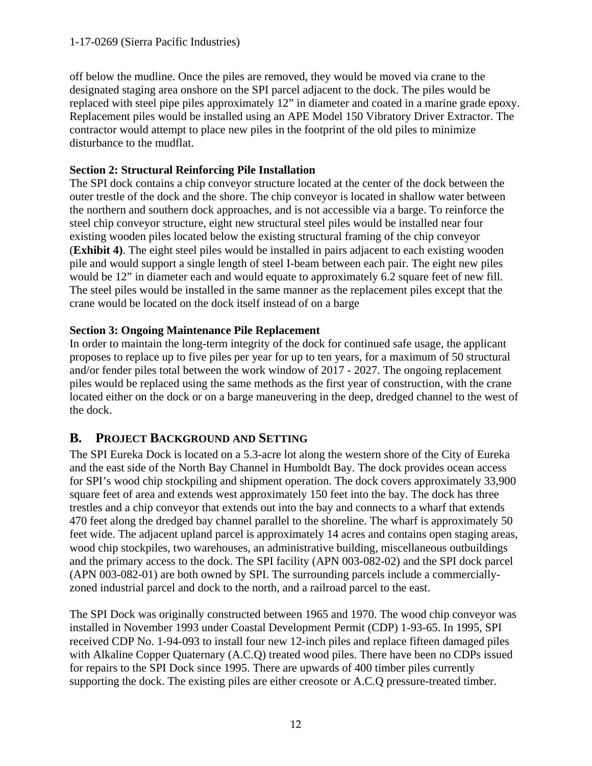off below the mudline. Once the piles are removed, they would be moved via crane to the designated staging area onshore on the SPI parcel adjacent to the dock. The piles would be replaced with steel pipe piles approximately 12" in diameter and coated in a marine grade epoxy. Replacement piles would be installed using an APE Model 150 Vibratory Driver Extractor. The contractor would attempt to place new piles in the footprint of the old piles to minimize disturbance to the mudflat.

**Section 2: Structural Reinforcing Pile Installation**

The SPI dock contains a chip conveyor structure located at the center of the dock between the outer trestle of the dock and the shore. The chip conveyor is located in shallow water between the northern and southern dock approaches, and is not accessible via a barge. To reinforce the steel chip conveyor structure, eight new structural steel piles would be installed near four existing wooden piles located below the existing structural framing of the chip conveyor (**Exhibit 4)**. The eight steel piles would be installed in pairs adjacent to each existing wooden pile and would support a single length of steel I-beam between each pair. The eight new piles would be 12" in diameter each and would equate to approximately 6.2 square feet of new fill. The steel piles would be installed in the same manner as the replacement piles except that the crane would be located on the dock itself instead of on a barge

**Section 3: Ongoing Maintenance Pile Replacement**

In order to maintain the long-term integrity of the dock for continued safe usage, the applicant proposes to replace up to five piles per year for up to ten years, for a maximum of 50 structural and/or fender piles total between the work window of 2017 - 2027. The ongoing replacement piles would be replaced using the same methods as the first year of construction, with the crane located either on the dock or on a barge maneuvering in the deep, dredged channel to the west of the dock.

## B. PROJECT BACKGROUND AND SETTING

The SPI Eureka Dock is located on a 5.3-acre lot along the western shore of the City of Eureka and the east side of the North Bay Channel in Humboldt Bay. The dock provides ocean access for SPI's wood chip stockpiling and shipment operation. The dock covers approximately 33,900 square feet of area and extends west approximately 150 feet into the bay. The dock has three trestles and a chip conveyor that extends out into the bay and connects to a wharf that extends 470 feet along the dredged bay channel parallel to the shoreline. The wharf is approximately 50 feet wide. The adjacent upland parcel is approximately 14 acres and contains open staging areas, wood chip stockpiles, two warehouses, an administrative building, miscellaneous outbuildings and the primary access to the dock. The SPI facility (APN 003-082-02) and the SPI dock parcel (APN 003-082-01) are both owned by SPI. The surrounding parcels include a commercially-zoned industrial parcel and dock to the north, and a railroad parcel to the east.

The SPI Dock was originally constructed between 1965 and 1970. The wood chip conveyor was installed in November 1993 under Coastal Development Permit (CDP) 1-93-65. In 1995, SPI received CDP No. 1-94-093 to install four new 12-inch piles and replace fifteen damaged piles with Alkaline Copper Quaternary (A.C.Q) treated wood piles. There have been no CDPs issued for repairs to the SPI Dock since 1995. There are upwards of 400 timber piles currently supporting the dock. The existing piles are either creosote or A.C.Q pressure-treated timber.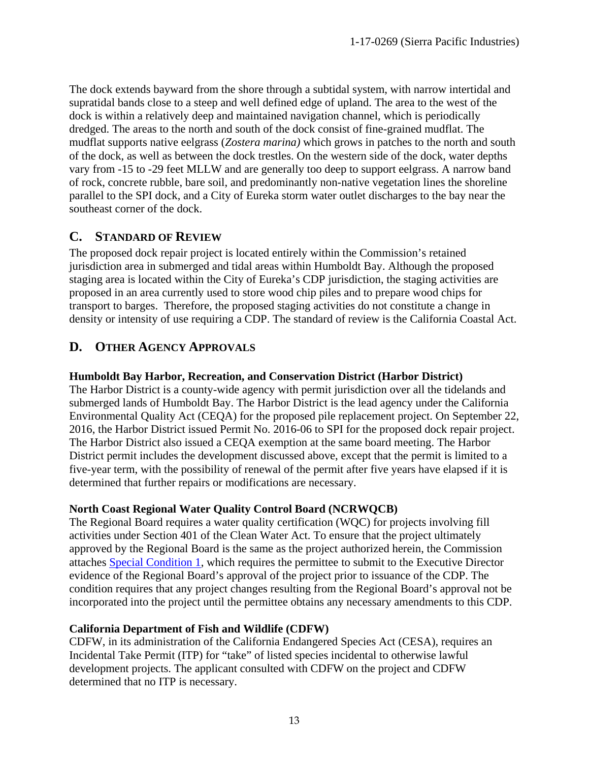The dock extends bayward from the shore through a subtidal system, with narrow intertidal and supratidal bands close to a steep and well defined edge of upland. The area to the west of the dock is within a relatively deep and maintained navigation channel, which is periodically dredged. The areas to the north and south of the dock consist of fine-grained mudflat. The mudflat supports native eelgrass (*Zostera marina)* which grows in patches to the north and south of the dock, as well as between the dock trestles. On the western side of the dock, water depths vary from -15 to -29 feet MLLW and are generally too deep to support eelgrass. A narrow band of rock, concrete rubble, bare soil, and predominantly non-native vegetation lines the shoreline parallel to the SPI dock, and a City of Eureka storm water outlet discharges to the bay near the southeast corner of the dock.

## C. STANDARD OF REVIEW

The proposed dock repair project is located entirely within the Commission's retained jurisdiction area in submerged and tidal areas within Humboldt Bay. Although the proposed staging area is located within the City of Eureka's CDP jurisdiction, the staging activities are proposed in an area currently used to store wood chip piles and to prepare wood chips for transport to barges. Therefore, the proposed staging activities do not constitute a change in density or intensity of use requiring a CDP. The standard of review is the California Coastal Act.

## D. OTHER AGENCY APPROVALS

**Humboldt Bay Harbor, Recreation, and Conservation District (Harbor District)**

The Harbor District is a county-wide agency with permit jurisdiction over all the tidelands and submerged lands of Humboldt Bay. The Harbor District is the lead agency under the California Environmental Quality Act (CEQA) for the proposed pile replacement project. On September 22, 2016, the Harbor District issued Permit No. 2016-06 to SPI for the proposed dock repair project. The Harbor District also issued a CEQA exemption at the same board meeting. The Harbor District permit includes the development discussed above, except that the permit is limited to a five-year term, with the possibility of renewal of the permit after five years have elapsed if it is determined that further repairs or modifications are necessary.

**North Coast Regional Water Quality Control Board (NCRWQCB)**

The Regional Board requires a water quality certification (WQC) for projects involving fill activities under Section 401 of the Clean Water Act. To ensure that the project ultimately approved by the Regional Board is the same as the project authorized herein, the Commission attaches Special Condition 1, which requires the permittee to submit to the Executive Director evidence of the Regional Board's approval of the project prior to issuance of the CDP. The condition requires that any project changes resulting from the Regional Board's approval not be incorporated into the project until the permittee obtains any necessary amendments to this CDP.

**California Department of Fish and Wildlife (CDFW)**

CDFW, in its administration of the California Endangered Species Act (CESA), requires an Incidental Take Permit (ITP) for "take" of listed species incidental to otherwise lawful development projects. The applicant consulted with CDFW on the project and CDFW determined that no ITP is necessary.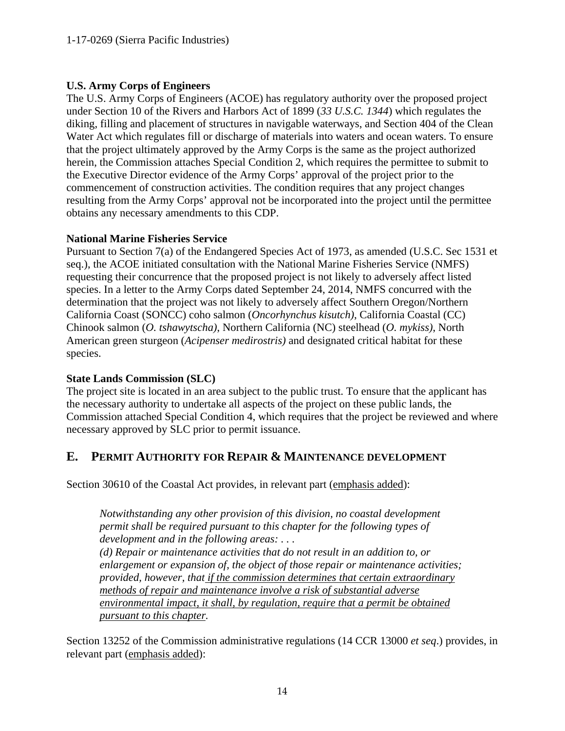**U.S. Army Corps of Engineers**

The U.S. Army Corps of Engineers (ACOE) has regulatory authority over the proposed project under Section 10 of the Rivers and Harbors Act of 1899 (*33 U.S.C. 1344*) which regulates the diking, filling and placement of structures in navigable waterways, and Section 404 of the Clean Water Act which regulates fill or discharge of materials into waters and ocean waters. To ensure that the project ultimately approved by the Army Corps is the same as the project authorized herein, the Commission attaches Special Condition 2, which requires the permittee to submit to the Executive Director evidence of the Army Corps' approval of the project prior to the commencement of construction activities. The condition requires that any project changes resulting from the Army Corps' approval not be incorporated into the project until the permittee obtains any necessary amendments to this CDP.

**National Marine Fisheries Service**

Pursuant to Section 7(a) of the Endangered Species Act of 1973, as amended (U.S.C. Sec 1531 et seq.), the ACOE initiated consultation with the National Marine Fisheries Service (NMFS) requesting their concurrence that the proposed project is not likely to adversely affect listed species. In a letter to the Army Corps dated September 24, 2014, NMFS concurred with the determination that the project was not likely to adversely affect Southern Oregon/Northern California Coast (SONCC) coho salmon (*Oncorhynchus kisutch)*, California Coastal (CC) Chinook salmon (*O. tshawytscha)*, Northern California (NC) steelhead (*O. mykiss)*, North American green sturgeon (*Acipenser medirostris)* and designated critical habitat for these species.

**State Lands Commission (SLC)**

The project site is located in an area subject to the public trust. To ensure that the applicant has the necessary authority to undertake all aspects of the project on these public lands, the Commission attached Special Condition 4, which requires that the project be reviewed and where necessary approved by SLC prior to permit issuance.

## E. PERMIT AUTHORITY FOR REPAIR & MAINTENANCE DEVELOPMENT

Section 30610 of the Coastal Act provides, in relevant part (<u>emphasis added</u>):

> *Notwithstanding any other provision of this division, no coastal development permit shall be required pursuant to this chapter for the following types of development and in the following areas: . . .*
> *(d) Repair or maintenance activities that do not result in an addition to, or enlargement or expansion of, the object of those repair or maintenance activities; provided, however, that <u>if the commission determines that certain extraordinary methods of repair and maintenance involve a risk of substantial adverse environmental impact, it shall, by regulation, require that a permit be obtained pursuant to this chapter</u>.*

Section 13252 of the Commission administrative regulations (14 CCR 13000 *et seq*.) provides, in relevant part (<u>emphasis added</u>):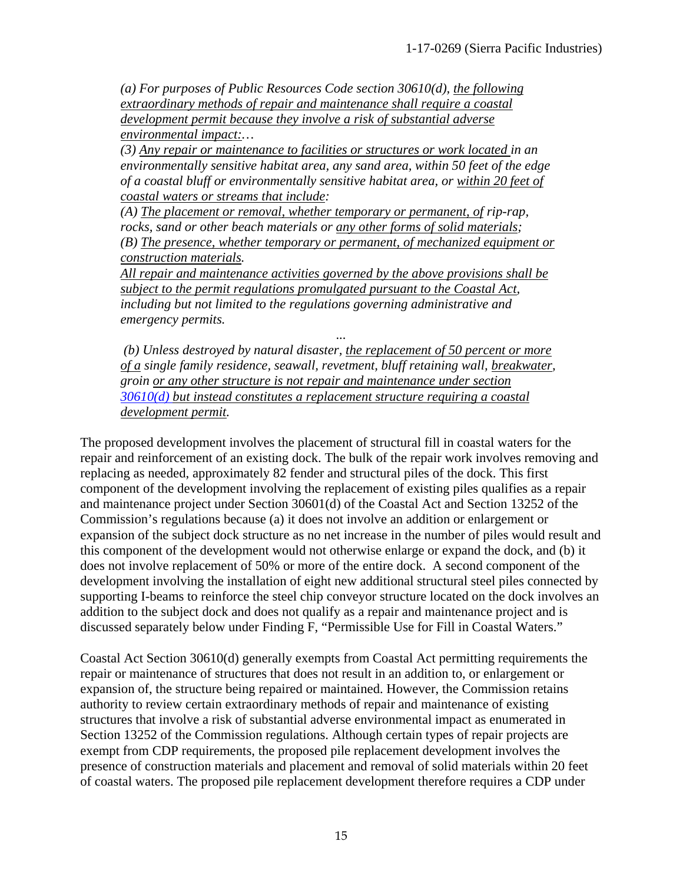*(a) For purposes of Public Resources Code section 30610(d), the following extraordinary methods of repair and maintenance shall require a coastal development permit because they involve a risk of substantial adverse environmental impact:…*

*(3) Any repair or maintenance to facilities or structures or work located in an environmentally sensitive habitat area, any sand area, within 50 feet of the edge of a coastal bluff or environmentally sensitive habitat area, or within 20 feet of coastal waters or streams that include:*

*(A) The placement or removal, whether temporary or permanent, of rip-rap, rocks, sand or other beach materials or any other forms of solid materials;*

*(B) The presence, whether temporary or permanent, of mechanized equipment or construction materials.*

*All repair and maintenance activities governed by the above provisions shall be subject to the permit regulations promulgated pursuant to the Coastal Act, including but not limited to the regulations governing administrative and emergency permits.*

*...*

*(b) Unless destroyed by natural disaster, the replacement of 50 percent or more of a single family residence, seawall, revetment, bluff retaining wall, breakwater, groin or any other structure is not repair and maintenance under section 30610(d) but instead constitutes a replacement structure requiring a coastal development permit.*

The proposed development involves the placement of structural fill in coastal waters for the repair and reinforcement of an existing dock. The bulk of the repair work involves removing and replacing as needed, approximately 82 fender and structural piles of the dock. This first component of the development involving the replacement of existing piles qualifies as a repair and maintenance project under Section 30601(d) of the Coastal Act and Section 13252 of the Commission's regulations because (a) it does not involve an addition or enlargement or expansion of the subject dock structure as no net increase in the number of piles would result and this component of the development would not otherwise enlarge or expand the dock, and (b) it does not involve replacement of 50% or more of the entire dock. A second component of the development involving the installation of eight new additional structural steel piles connected by supporting I-beams to reinforce the steel chip conveyor structure located on the dock involves an addition to the subject dock and does not qualify as a repair and maintenance project and is discussed separately below under Finding F, "Permissible Use for Fill in Coastal Waters."

Coastal Act Section 30610(d) generally exempts from Coastal Act permitting requirements the repair or maintenance of structures that does not result in an addition to, or enlargement or expansion of, the structure being repaired or maintained. However, the Commission retains authority to review certain extraordinary methods of repair and maintenance of existing structures that involve a risk of substantial adverse environmental impact as enumerated in Section 13252 of the Commission regulations. Although certain types of repair projects are exempt from CDP requirements, the proposed pile replacement development involves the presence of construction materials and placement and removal of solid materials within 20 feet of coastal waters. The proposed pile replacement development therefore requires a CDP under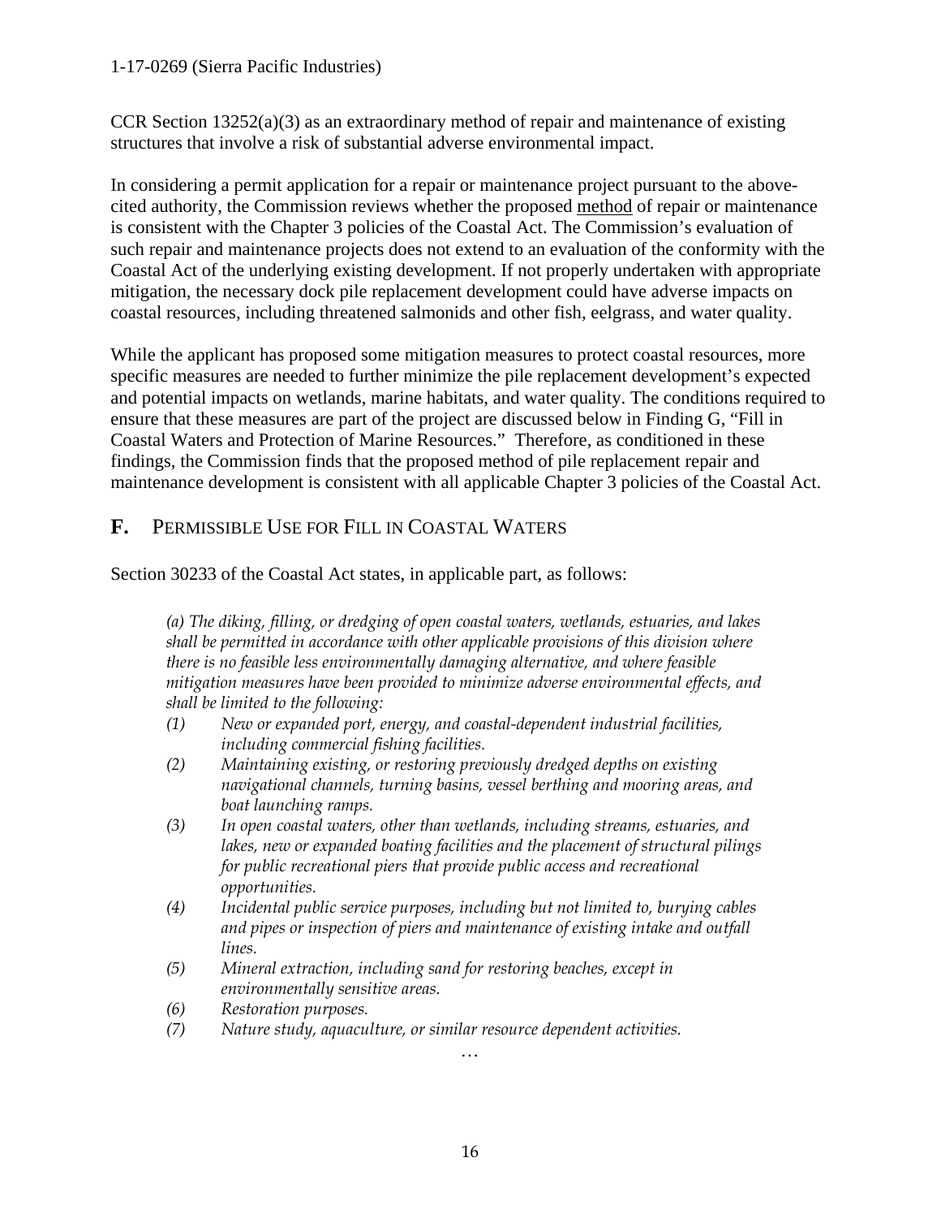CCR Section 13252(a)(3) as an extraordinary method of repair and maintenance of existing structures that involve a risk of substantial adverse environmental impact.

In considering a permit application for a repair or maintenance project pursuant to the above-cited authority, the Commission reviews whether the proposed method of repair or maintenance is consistent with the Chapter 3 policies of the Coastal Act. The Commission's evaluation of such repair and maintenance projects does not extend to an evaluation of the conformity with the Coastal Act of the underlying existing development. If not properly undertaken with appropriate mitigation, the necessary dock pile replacement development could have adverse impacts on coastal resources, including threatened salmonids and other fish, eelgrass, and water quality.

While the applicant has proposed some mitigation measures to protect coastal resources, more specific measures are needed to further minimize the pile replacement development's expected and potential impacts on wetlands, marine habitats, and water quality. The conditions required to ensure that these measures are part of the project are discussed below in Finding G, "Fill in Coastal Waters and Protection of Marine Resources." Therefore, as conditioned in these findings, the Commission finds that the proposed method of pile replacement repair and maintenance development is consistent with all applicable Chapter 3 policies of the Coastal Act.

## F. PERMISSIBLE USE FOR FILL IN COASTAL WATERS

Section 30233 of the Coastal Act states, in applicable part, as follows:

> *(a) The diking, filling, or dredging of open coastal waters, wetlands, estuaries, and lakes shall be permitted in accordance with other applicable provisions of this division where there is no feasible less environmentally damaging alternative, and where feasible mitigation measures have been provided to minimize adverse environmental effects, and shall be limited to the following:*
>
> *(1) New or expanded port, energy, and coastal-dependent industrial facilities, including commercial fishing facilities.*
>
> *(2) Maintaining existing, or restoring previously dredged depths on existing navigational channels, turning basins, vessel berthing and mooring areas, and boat launching ramps.*
>
> *(3) In open coastal waters, other than wetlands, including streams, estuaries, and lakes, new or expanded boating facilities and the placement of structural pilings for public recreational piers that provide public access and recreational opportunities.*
>
> *(4) Incidental public service purposes, including but not limited to, burying cables and pipes or inspection of piers and maintenance of existing intake and outfall lines.*
>
> *(5) Mineral extraction, including sand for restoring beaches, except in environmentally sensitive areas.*
>
> *(6) Restoration purposes.*
>
> *(7) Nature study, aquaculture, or similar resource dependent activities.*
>
> …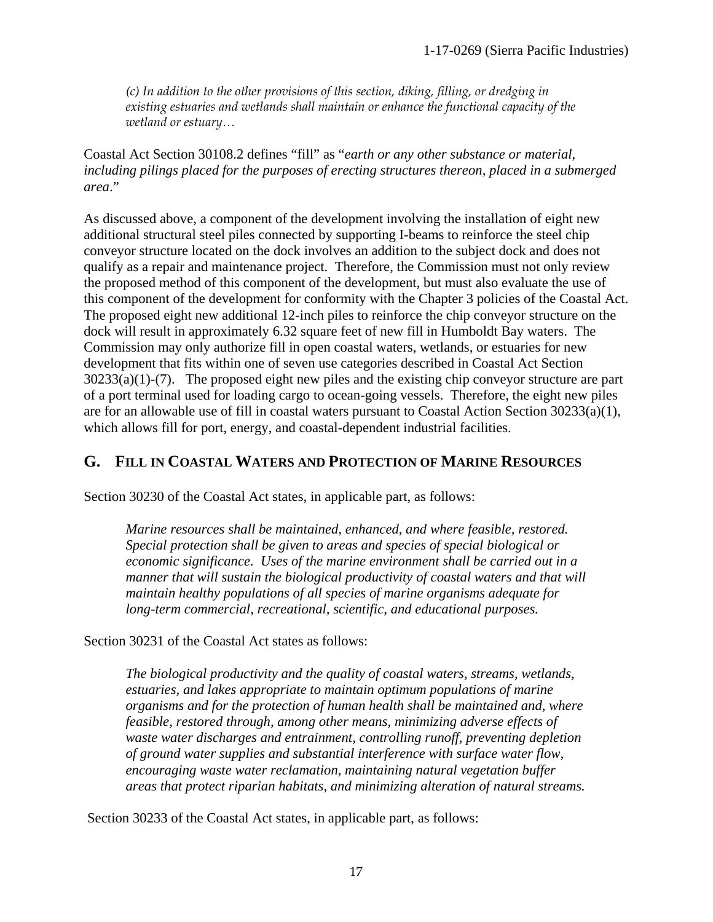*(c) In addition to the other provisions of this section, diking, filling, or dredging in existing estuaries and wetlands shall maintain or enhance the functional capacity of the wetland or estuary…*

Coastal Act Section 30108.2 defines "fill" as "*earth or any other substance or material, including pilings placed for the purposes of erecting structures thereon, placed in a submerged area*."

As discussed above, a component of the development involving the installation of eight new additional structural steel piles connected by supporting I-beams to reinforce the steel chip conveyor structure located on the dock involves an addition to the subject dock and does not qualify as a repair and maintenance project. Therefore, the Commission must not only review the proposed method of this component of the development, but must also evaluate the use of this component of the development for conformity with the Chapter 3 policies of the Coastal Act. The proposed eight new additional 12-inch piles to reinforce the chip conveyor structure on the dock will result in approximately 6.32 square feet of new fill in Humboldt Bay waters. The Commission may only authorize fill in open coastal waters, wetlands, or estuaries for new development that fits within one of seven use categories described in Coastal Act Section 30233(a)(1)-(7). The proposed eight new piles and the existing chip conveyor structure are part of a port terminal used for loading cargo to ocean-going vessels. Therefore, the eight new piles are for an allowable use of fill in coastal waters pursuant to Coastal Action Section 30233(a)(1), which allows fill for port, energy, and coastal-dependent industrial facilities.

## G. Fill in Coastal Waters and Protection of Marine Resources

Section 30230 of the Coastal Act states, in applicable part, as follows:

> *Marine resources shall be maintained, enhanced, and where feasible, restored. Special protection shall be given to areas and species of special biological or economic significance. Uses of the marine environment shall be carried out in a manner that will sustain the biological productivity of coastal waters and that will maintain healthy populations of all species of marine organisms adequate for long-term commercial, recreational, scientific, and educational purposes.*

Section 30231 of the Coastal Act states as follows:

> *The biological productivity and the quality of coastal waters, streams, wetlands, estuaries, and lakes appropriate to maintain optimum populations of marine organisms and for the protection of human health shall be maintained and, where feasible, restored through, among other means, minimizing adverse effects of waste water discharges and entrainment, controlling runoff, preventing depletion of ground water supplies and substantial interference with surface water flow, encouraging waste water reclamation, maintaining natural vegetation buffer areas that protect riparian habitats, and minimizing alteration of natural streams.*

Section 30233 of the Coastal Act states, in applicable part, as follows: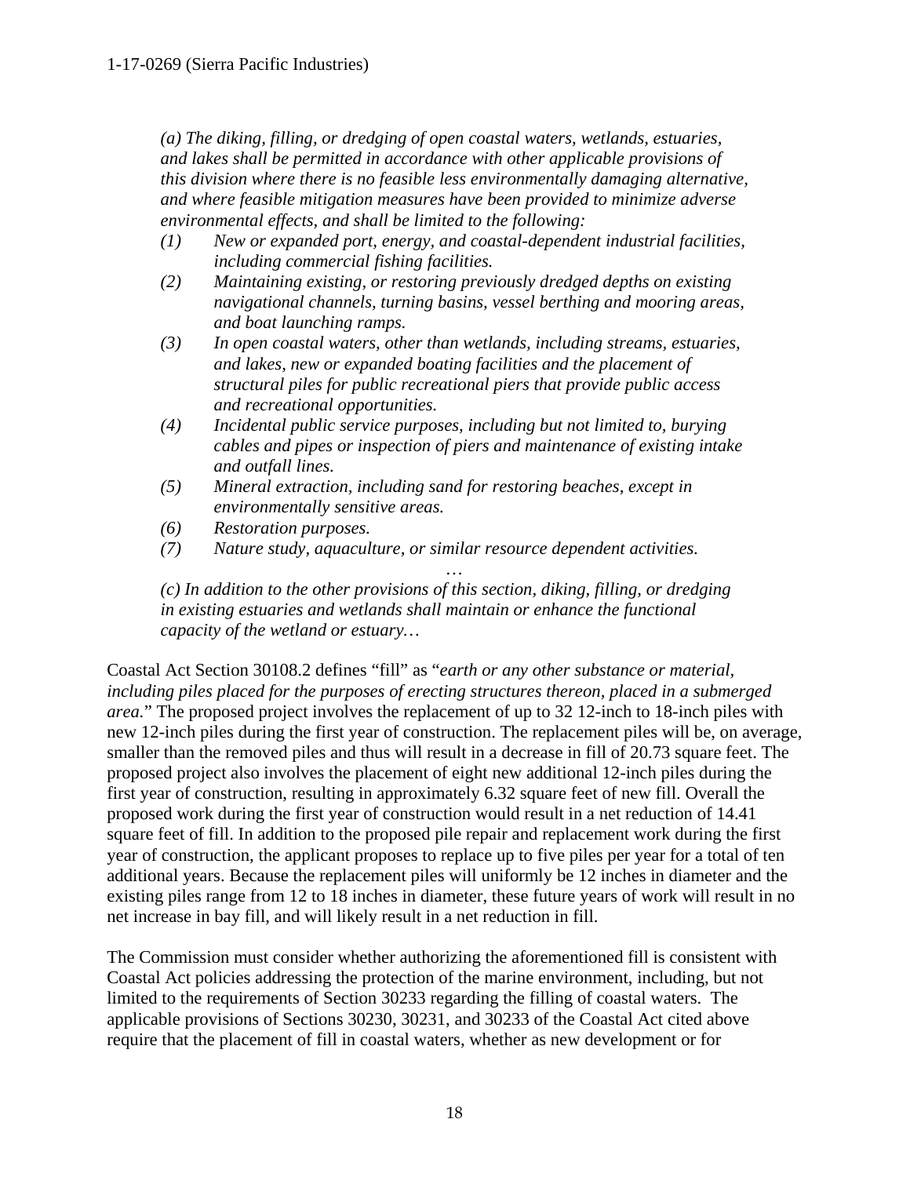*(a) The diking, filling, or dredging of open coastal waters, wetlands, estuaries, and lakes shall be permitted in accordance with other applicable provisions of this division where there is no feasible less environmentally damaging alternative, and where feasible mitigation measures have been provided to minimize adverse environmental effects, and shall be limited to the following:*

*(1) New or expanded port, energy, and coastal-dependent industrial facilities, including commercial fishing facilities.*

*(2) Maintaining existing, or restoring previously dredged depths on existing navigational channels, turning basins, vessel berthing and mooring areas, and boat launching ramps.*

*(3) In open coastal waters, other than wetlands, including streams, estuaries, and lakes, new or expanded boating facilities and the placement of structural piles for public recreational piers that provide public access and recreational opportunities.*

*(4) Incidental public service purposes, including but not limited to, burying cables and pipes or inspection of piers and maintenance of existing intake and outfall lines.*

*(5) Mineral extraction, including sand for restoring beaches, except in environmentally sensitive areas.*

*(6) Restoration purposes.*

*(7) Nature study, aquaculture, or similar resource dependent activities.*

*…*

*(c) In addition to the other provisions of this section, diking, filling, or dredging in existing estuaries and wetlands shall maintain or enhance the functional capacity of the wetland or estuary…*

Coastal Act Section 30108.2 defines "fill" as "*earth or any other substance or material, including piles placed for the purposes of erecting structures thereon, placed in a submerged area.*" The proposed project involves the replacement of up to 32 12-inch to 18-inch piles with new 12-inch piles during the first year of construction. The replacement piles will be, on average, smaller than the removed piles and thus will result in a decrease in fill of 20.73 square feet. The proposed project also involves the placement of eight new additional 12-inch piles during the first year of construction, resulting in approximately 6.32 square feet of new fill. Overall the proposed work during the first year of construction would result in a net reduction of 14.41 square feet of fill. In addition to the proposed pile repair and replacement work during the first year of construction, the applicant proposes to replace up to five piles per year for a total of ten additional years. Because the replacement piles will uniformly be 12 inches in diameter and the existing piles range from 12 to 18 inches in diameter, these future years of work will result in no net increase in bay fill, and will likely result in a net reduction in fill.

The Commission must consider whether authorizing the aforementioned fill is consistent with Coastal Act policies addressing the protection of the marine environment, including, but not limited to the requirements of Section 30233 regarding the filling of coastal waters. The applicable provisions of Sections 30230, 30231, and 30233 of the Coastal Act cited above require that the placement of fill in coastal waters, whether as new development or for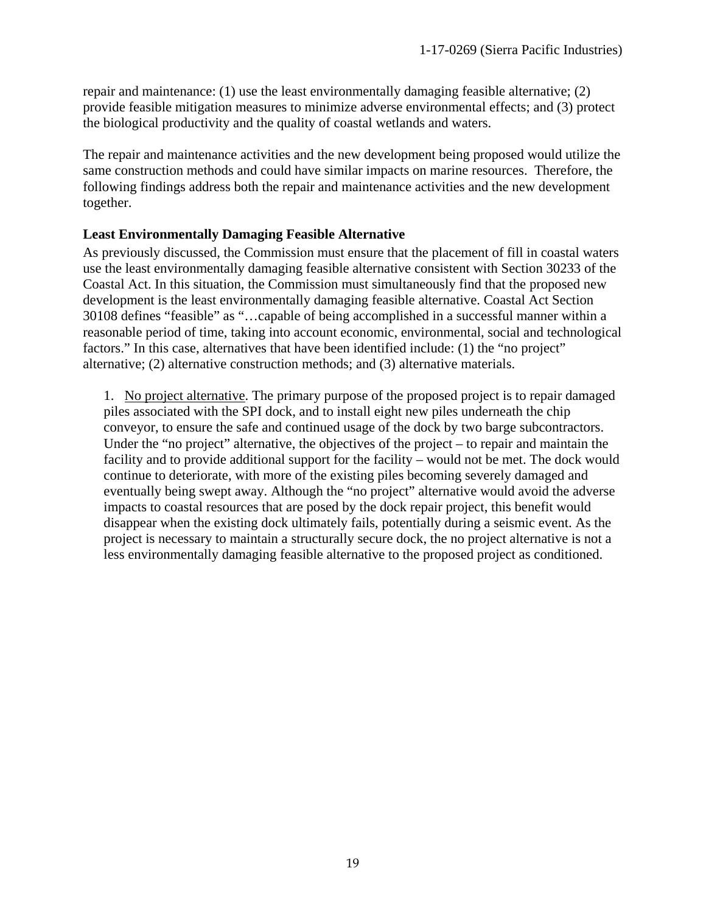repair and maintenance: (1) use the least environmentally damaging feasible alternative; (2) provide feasible mitigation measures to minimize adverse environmental effects; and (3) protect the biological productivity and the quality of coastal wetlands and waters.

The repair and maintenance activities and the new development being proposed would utilize the same construction methods and could have similar impacts on marine resources. Therefore, the following findings address both the repair and maintenance activities and the new development together.

**Least Environmentally Damaging Feasible Alternative**

As previously discussed, the Commission must ensure that the placement of fill in coastal waters use the least environmentally damaging feasible alternative consistent with Section 30233 of the Coastal Act. In this situation, the Commission must simultaneously find that the proposed new development is the least environmentally damaging feasible alternative. Coastal Act Section 30108 defines "feasible" as "…capable of being accomplished in a successful manner within a reasonable period of time, taking into account economic, environmental, social and technological factors." In this case, alternatives that have been identified include: (1) the "no project" alternative; (2) alternative construction methods; and (3) alternative materials.

1. No project alternative. The primary purpose of the proposed project is to repair damaged piles associated with the SPI dock, and to install eight new piles underneath the chip conveyor, to ensure the safe and continued usage of the dock by two barge subcontractors. Under the "no project" alternative, the objectives of the project – to repair and maintain the facility and to provide additional support for the facility – would not be met. The dock would continue to deteriorate, with more of the existing piles becoming severely damaged and eventually being swept away. Although the "no project" alternative would avoid the adverse impacts to coastal resources that are posed by the dock repair project, this benefit would disappear when the existing dock ultimately fails, potentially during a seismic event. As the project is necessary to maintain a structurally secure dock, the no project alternative is not a less environmentally damaging feasible alternative to the proposed project as conditioned.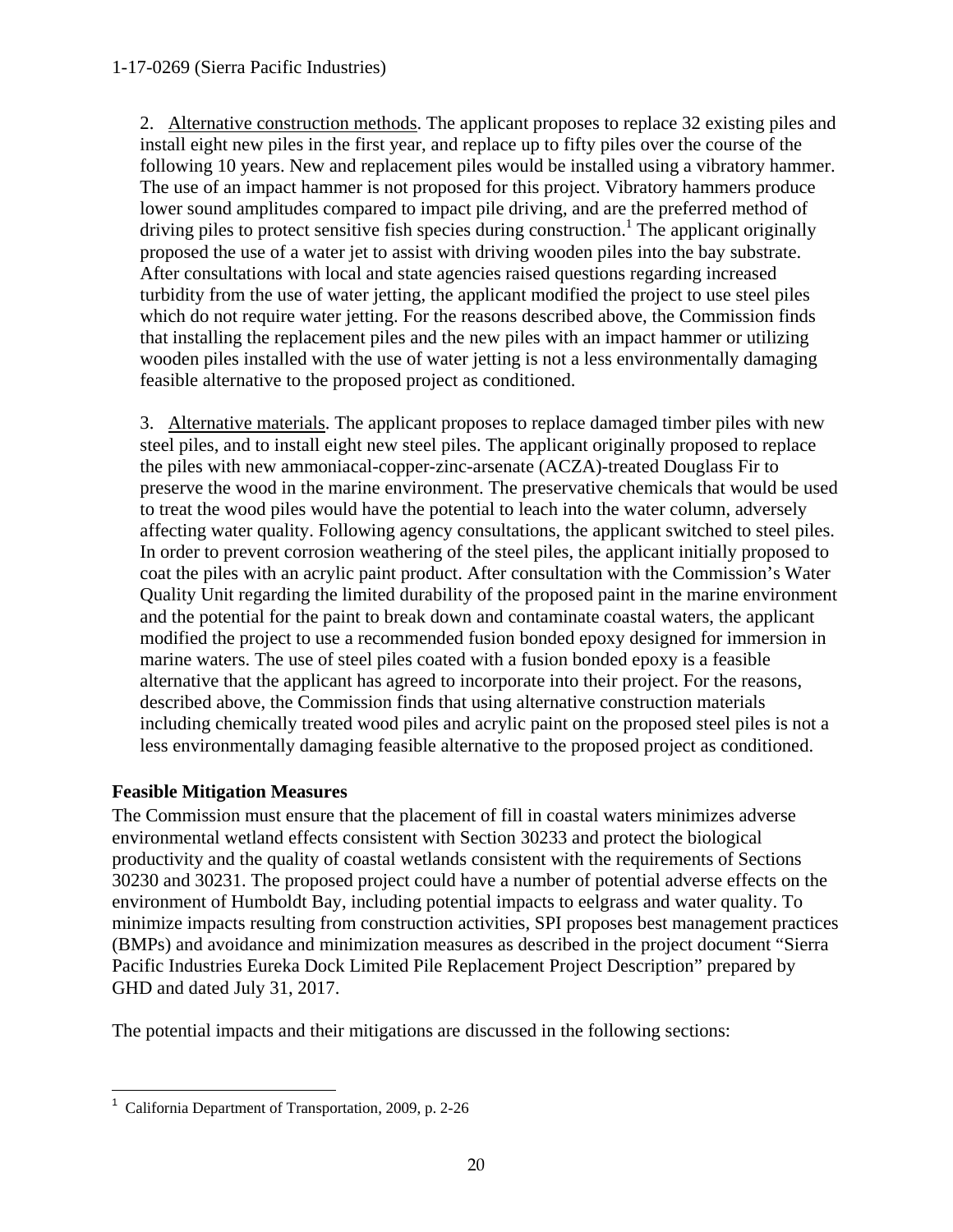2. Alternative construction methods. The applicant proposes to replace 32 existing piles and install eight new piles in the first year, and replace up to fifty piles over the course of the following 10 years. New and replacement piles would be installed using a vibratory hammer. The use of an impact hammer is not proposed for this project. Vibratory hammers produce lower sound amplitudes compared to impact pile driving, and are the preferred method of driving piles to protect sensitive fish species during construction.[1] The applicant originally proposed the use of a water jet to assist with driving wooden piles into the bay substrate. After consultations with local and state agencies raised questions regarding increased turbidity from the use of water jetting, the applicant modified the project to use steel piles which do not require water jetting. For the reasons described above, the Commission finds that installing the replacement piles and the new piles with an impact hammer or utilizing wooden piles installed with the use of water jetting is not a less environmentally damaging feasible alternative to the proposed project as conditioned.

3. Alternative materials. The applicant proposes to replace damaged timber piles with new steel piles, and to install eight new steel piles. The applicant originally proposed to replace the piles with new ammoniacal-copper-zinc-arsenate (ACZA)-treated Douglass Fir to preserve the wood in the marine environment. The preservative chemicals that would be used to treat the wood piles would have the potential to leach into the water column, adversely affecting water quality. Following agency consultations, the applicant switched to steel piles. In order to prevent corrosion weathering of the steel piles, the applicant initially proposed to coat the piles with an acrylic paint product. After consultation with the Commission's Water Quality Unit regarding the limited durability of the proposed paint in the marine environment and the potential for the paint to break down and contaminate coastal waters, the applicant modified the project to use a recommended fusion bonded epoxy designed for immersion in marine waters. The use of steel piles coated with a fusion bonded epoxy is a feasible alternative that the applicant has agreed to incorporate into their project. For the reasons, described above, the Commission finds that using alternative construction materials including chemically treated wood piles and acrylic paint on the proposed steel piles is not a less environmentally damaging feasible alternative to the proposed project as conditioned.

**Feasible Mitigation Measures**

The Commission must ensure that the placement of fill in coastal waters minimizes adverse environmental wetland effects consistent with Section 30233 and protect the biological productivity and the quality of coastal wetlands consistent with the requirements of Sections 30230 and 30231. The proposed project could have a number of potential adverse effects on the environment of Humboldt Bay, including potential impacts to eelgrass and water quality. To minimize impacts resulting from construction activities, SPI proposes best management practices (BMPs) and avoidance and minimization measures as described in the project document "Sierra Pacific Industries Eureka Dock Limited Pile Replacement Project Description" prepared by GHD and dated July 31, 2017.

The potential impacts and their mitigations are discussed in the following sections:

[1] California Department of Transportation, 2009, p. 2-26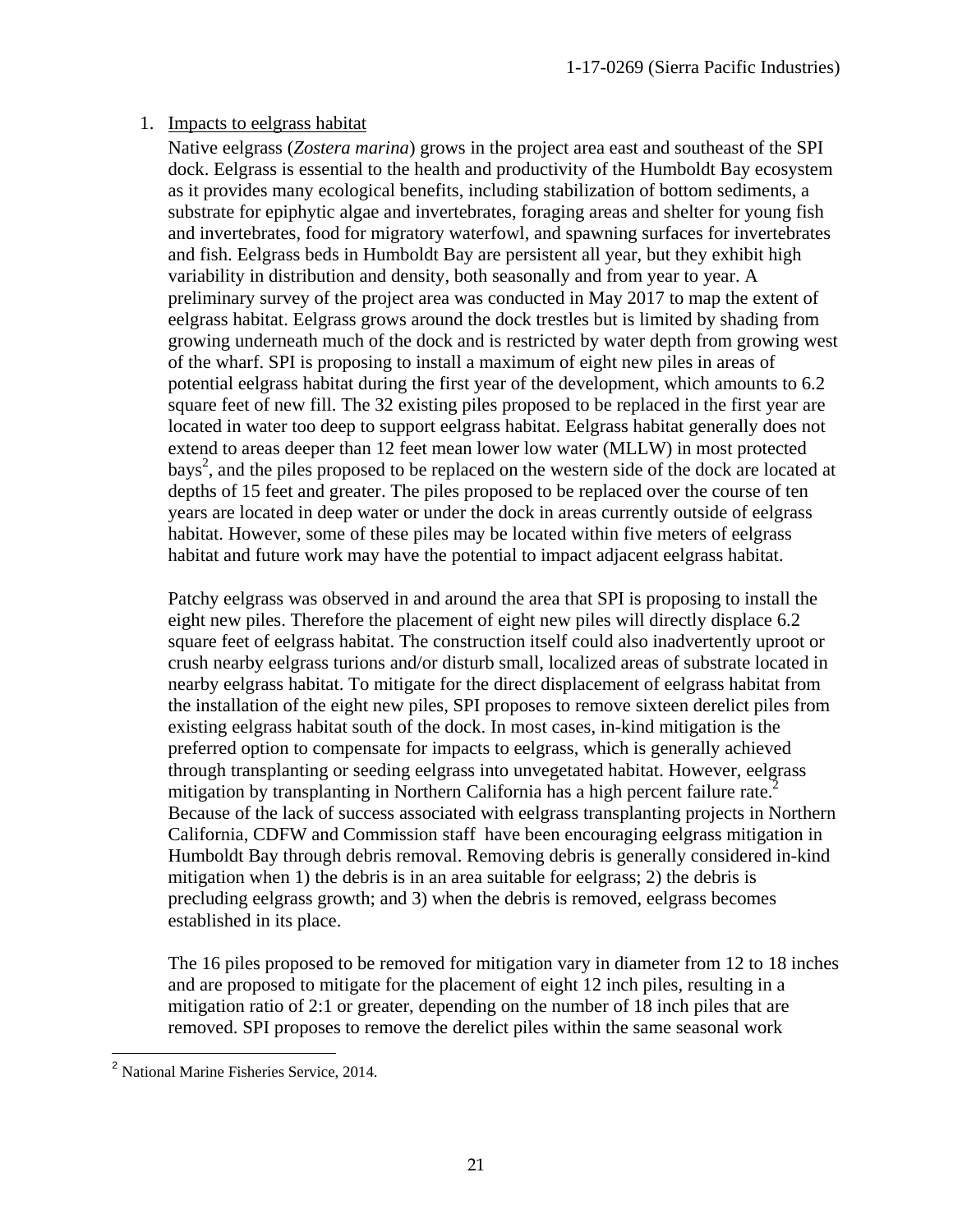1. Impacts to eelgrass habitat

   Native eelgrass (*Zostera marina*) grows in the project area east and southeast of the SPI dock. Eelgrass is essential to the health and productivity of the Humboldt Bay ecosystem as it provides many ecological benefits, including stabilization of bottom sediments, a substrate for epiphytic algae and invertebrates, foraging areas and shelter for young fish and invertebrates, food for migratory waterfowl, and spawning surfaces for invertebrates and fish. Eelgrass beds in Humboldt Bay are persistent all year, but they exhibit high variability in distribution and density, both seasonally and from year to year. A preliminary survey of the project area was conducted in May 2017 to map the extent of eelgrass habitat. Eelgrass grows around the dock trestles but is limited by shading from growing underneath much of the dock and is restricted by water depth from growing west of the wharf. SPI is proposing to install a maximum of eight new piles in areas of potential eelgrass habitat during the first year of the development, which amounts to 6.2 square feet of new fill. The 32 existing piles proposed to be replaced in the first year are located in water too deep to support eelgrass habitat. Eelgrass habitat generally does not extend to areas deeper than 12 feet mean lower low water (MLLW) in most protected bays[2], and the piles proposed to be replaced on the western side of the dock are located at depths of 15 feet and greater. The piles proposed to be replaced over the course of ten years are located in deep water or under the dock in areas currently outside of eelgrass habitat. However, some of these piles may be located within five meters of eelgrass habitat and future work may have the potential to impact adjacent eelgrass habitat.

   Patchy eelgrass was observed in and around the area that SPI is proposing to install the eight new piles. Therefore the placement of eight new piles will directly displace 6.2 square feet of eelgrass habitat. The construction itself could also inadvertently uproot or crush nearby eelgrass turions and/or disturb small, localized areas of substrate located in nearby eelgrass habitat. To mitigate for the direct displacement of eelgrass habitat from the installation of the eight new piles, SPI proposes to remove sixteen derelict piles from existing eelgrass habitat south of the dock. In most cases, in-kind mitigation is the preferred option to compensate for impacts to eelgrass, which is generally achieved through transplanting or seeding eelgrass into unvegetated habitat. However, eelgrass mitigation by transplanting in Northern California has a high percent failure rate.[2] Because of the lack of success associated with eelgrass transplanting projects in Northern California, CDFW and Commission staff have been encouraging eelgrass mitigation in Humboldt Bay through debris removal. Removing debris is generally considered in-kind mitigation when 1) the debris is in an area suitable for eelgrass; 2) the debris is precluding eelgrass growth; and 3) when the debris is removed, eelgrass becomes established in its place.

   The 16 piles proposed to be removed for mitigation vary in diameter from 12 to 18 inches and are proposed to mitigate for the placement of eight 12 inch piles, resulting in a mitigation ratio of 2:1 or greater, depending on the number of 18 inch piles that are removed. SPI proposes to remove the derelict piles within the same seasonal work

[2] National Marine Fisheries Service, 2014.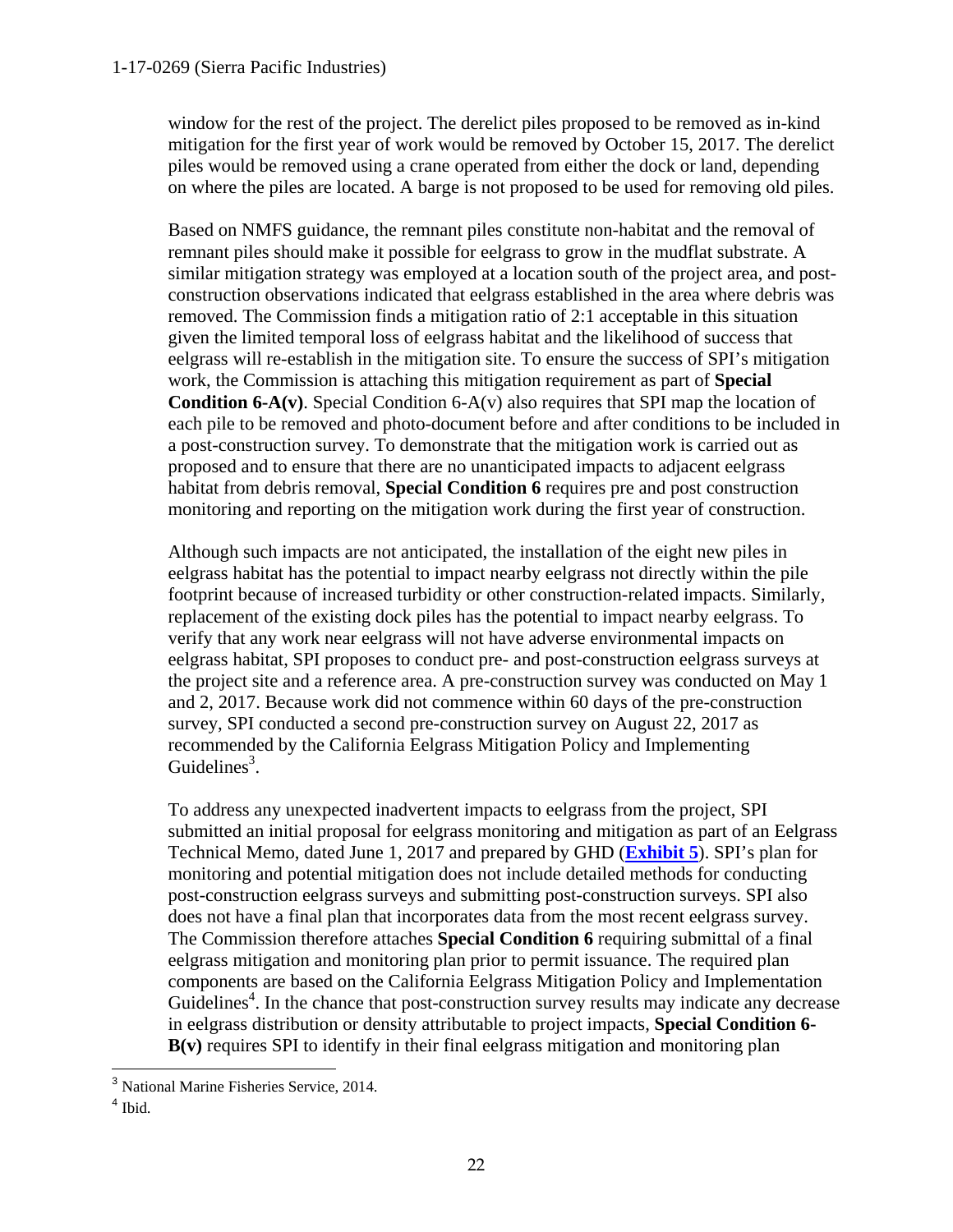window for the rest of the project. The derelict piles proposed to be removed as in-kind mitigation for the first year of work would be removed by October 15, 2017. The derelict piles would be removed using a crane operated from either the dock or land, depending on where the piles are located. A barge is not proposed to be used for removing old piles.

Based on NMFS guidance, the remnant piles constitute non-habitat and the removal of remnant piles should make it possible for eelgrass to grow in the mudflat substrate. A similar mitigation strategy was employed at a location south of the project area, and post-construction observations indicated that eelgrass established in the area where debris was removed. The Commission finds a mitigation ratio of 2:1 acceptable in this situation given the limited temporal loss of eelgrass habitat and the likelihood of success that eelgrass will re-establish in the mitigation site. To ensure the success of SPI's mitigation work, the Commission is attaching this mitigation requirement as part of **Special Condition 6-A(v)**. Special Condition 6-A(v) also requires that SPI map the location of each pile to be removed and photo-document before and after conditions to be included in a post-construction survey. To demonstrate that the mitigation work is carried out as proposed and to ensure that there are no unanticipated impacts to adjacent eelgrass habitat from debris removal, **Special Condition 6** requires pre and post construction monitoring and reporting on the mitigation work during the first year of construction.

Although such impacts are not anticipated, the installation of the eight new piles in eelgrass habitat has the potential to impact nearby eelgrass not directly within the pile footprint because of increased turbidity or other construction-related impacts. Similarly, replacement of the existing dock piles has the potential to impact nearby eelgrass. To verify that any work near eelgrass will not have adverse environmental impacts on eelgrass habitat, SPI proposes to conduct pre- and post-construction eelgrass surveys at the project site and a reference area. A pre-construction survey was conducted on May 1 and 2, 2017. Because work did not commence within 60 days of the pre-construction survey, SPI conducted a second pre-construction survey on August 22, 2017 as recommended by the California Eelgrass Mitigation Policy and Implementing Guidelines[3].

To address any unexpected inadvertent impacts to eelgrass from the project, SPI submitted an initial proposal for eelgrass monitoring and mitigation as part of an Eelgrass Technical Memo, dated June 1, 2017 and prepared by GHD (**Exhibit 5**). SPI's plan for monitoring and potential mitigation does not include detailed methods for conducting post-construction eelgrass surveys and submitting post-construction surveys. SPI also does not have a final plan that incorporates data from the most recent eelgrass survey. The Commission therefore attaches **Special Condition 6** requiring submittal of a final eelgrass mitigation and monitoring plan prior to permit issuance. The required plan components are based on the California Eelgrass Mitigation Policy and Implementation Guidelines[4]. In the chance that post-construction survey results may indicate any decrease in eelgrass distribution or density attributable to project impacts, **Special Condition 6-B(v)** requires SPI to identify in their final eelgrass mitigation and monitoring plan

[3] National Marine Fisheries Service, 2014.

[4] Ibid.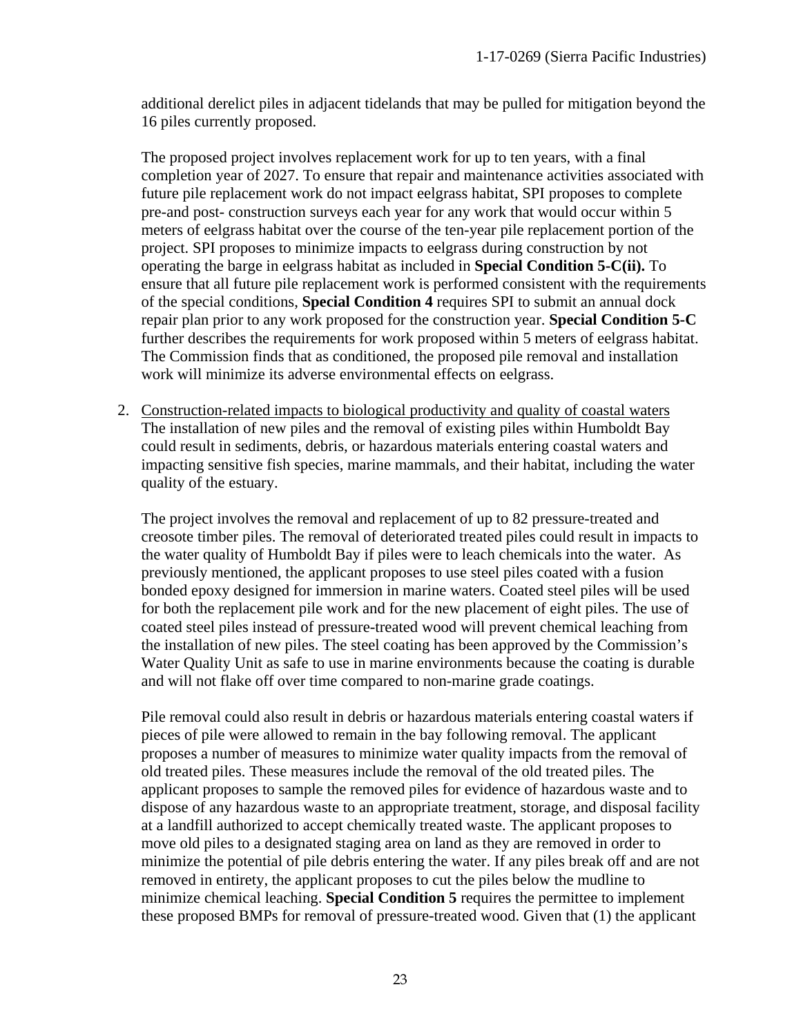additional derelict piles in adjacent tidelands that may be pulled for mitigation beyond the 16 piles currently proposed.

The proposed project involves replacement work for up to ten years, with a final completion year of 2027. To ensure that repair and maintenance activities associated with future pile replacement work do not impact eelgrass habitat, SPI proposes to complete pre-and post- construction surveys each year for any work that would occur within 5 meters of eelgrass habitat over the course of the ten-year pile replacement portion of the project. SPI proposes to minimize impacts to eelgrass during construction by not operating the barge in eelgrass habitat as included in **Special Condition 5-C(ii).** To ensure that all future pile replacement work is performed consistent with the requirements of the special conditions, **Special Condition 4** requires SPI to submit an annual dock repair plan prior to any work proposed for the construction year. **Special Condition 5-C** further describes the requirements for work proposed within 5 meters of eelgrass habitat. The Commission finds that as conditioned, the proposed pile removal and installation work will minimize its adverse environmental effects on eelgrass.

2. <u>Construction-related impacts to biological productivity and quality of coastal waters</u>
   The installation of new piles and the removal of existing piles within Humboldt Bay could result in sediments, debris, or hazardous materials entering coastal waters and impacting sensitive fish species, marine mammals, and their habitat, including the water quality of the estuary.

   The project involves the removal and replacement of up to 82 pressure-treated and creosote timber piles. The removal of deteriorated treated piles could result in impacts to the water quality of Humboldt Bay if piles were to leach chemicals into the water. As previously mentioned, the applicant proposes to use steel piles coated with a fusion bonded epoxy designed for immersion in marine waters. Coated steel piles will be used for both the replacement pile work and for the new placement of eight piles. The use of coated steel piles instead of pressure-treated wood will prevent chemical leaching from the installation of new piles. The steel coating has been approved by the Commission's Water Quality Unit as safe to use in marine environments because the coating is durable and will not flake off over time compared to non-marine grade coatings.

   Pile removal could also result in debris or hazardous materials entering coastal waters if pieces of pile were allowed to remain in the bay following removal. The applicant proposes a number of measures to minimize water quality impacts from the removal of old treated piles. These measures include the removal of the old treated piles. The applicant proposes to sample the removed piles for evidence of hazardous waste and to dispose of any hazardous waste to an appropriate treatment, storage, and disposal facility at a landfill authorized to accept chemically treated waste. The applicant proposes to move old piles to a designated staging area on land as they are removed in order to minimize the potential of pile debris entering the water. If any piles break off and are not removed in entirety, the applicant proposes to cut the piles below the mudline to minimize chemical leaching. **Special Condition 5** requires the permittee to implement these proposed BMPs for removal of pressure-treated wood. Given that (1) the applicant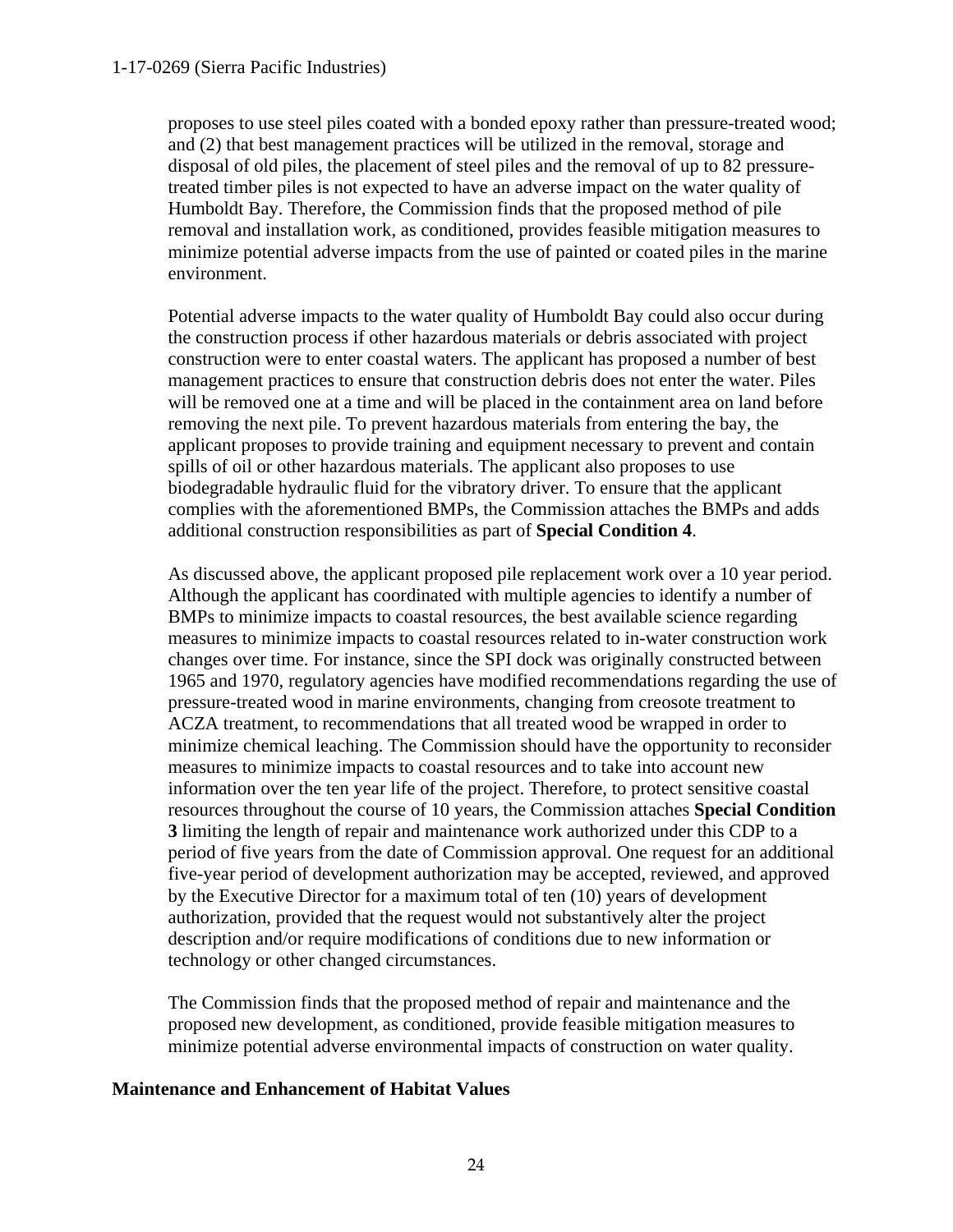proposes to use steel piles coated with a bonded epoxy rather than pressure-treated wood; and (2) that best management practices will be utilized in the removal, storage and disposal of old piles, the placement of steel piles and the removal of up to 82 pressure-treated timber piles is not expected to have an adverse impact on the water quality of Humboldt Bay. Therefore, the Commission finds that the proposed method of pile removal and installation work, as conditioned, provides feasible mitigation measures to minimize potential adverse impacts from the use of painted or coated piles in the marine environment.

Potential adverse impacts to the water quality of Humboldt Bay could also occur during the construction process if other hazardous materials or debris associated with project construction were to enter coastal waters. The applicant has proposed a number of best management practices to ensure that construction debris does not enter the water. Piles will be removed one at a time and will be placed in the containment area on land before removing the next pile. To prevent hazardous materials from entering the bay, the applicant proposes to provide training and equipment necessary to prevent and contain spills of oil or other hazardous materials. The applicant also proposes to use biodegradable hydraulic fluid for the vibratory driver. To ensure that the applicant complies with the aforementioned BMPs, the Commission attaches the BMPs and adds additional construction responsibilities as part of **Special Condition 4**.

As discussed above, the applicant proposed pile replacement work over a 10 year period. Although the applicant has coordinated with multiple agencies to identify a number of BMPs to minimize impacts to coastal resources, the best available science regarding measures to minimize impacts to coastal resources related to in-water construction work changes over time. For instance, since the SPI dock was originally constructed between 1965 and 1970, regulatory agencies have modified recommendations regarding the use of pressure-treated wood in marine environments, changing from creosote treatment to ACZA treatment, to recommendations that all treated wood be wrapped in order to minimize chemical leaching. The Commission should have the opportunity to reconsider measures to minimize impacts to coastal resources and to take into account new information over the ten year life of the project. Therefore, to protect sensitive coastal resources throughout the course of 10 years, the Commission attaches **Special Condition 3** limiting the length of repair and maintenance work authorized under this CDP to a period of five years from the date of Commission approval. One request for an additional five-year period of development authorization may be accepted, reviewed, and approved by the Executive Director for a maximum total of ten (10) years of development authorization, provided that the request would not substantively alter the project description and/or require modifications of conditions due to new information or technology or other changed circumstances.

The Commission finds that the proposed method of repair and maintenance and the proposed new development, as conditioned, provide feasible mitigation measures to minimize potential adverse environmental impacts of construction on water quality.

**Maintenance and Enhancement of Habitat Values**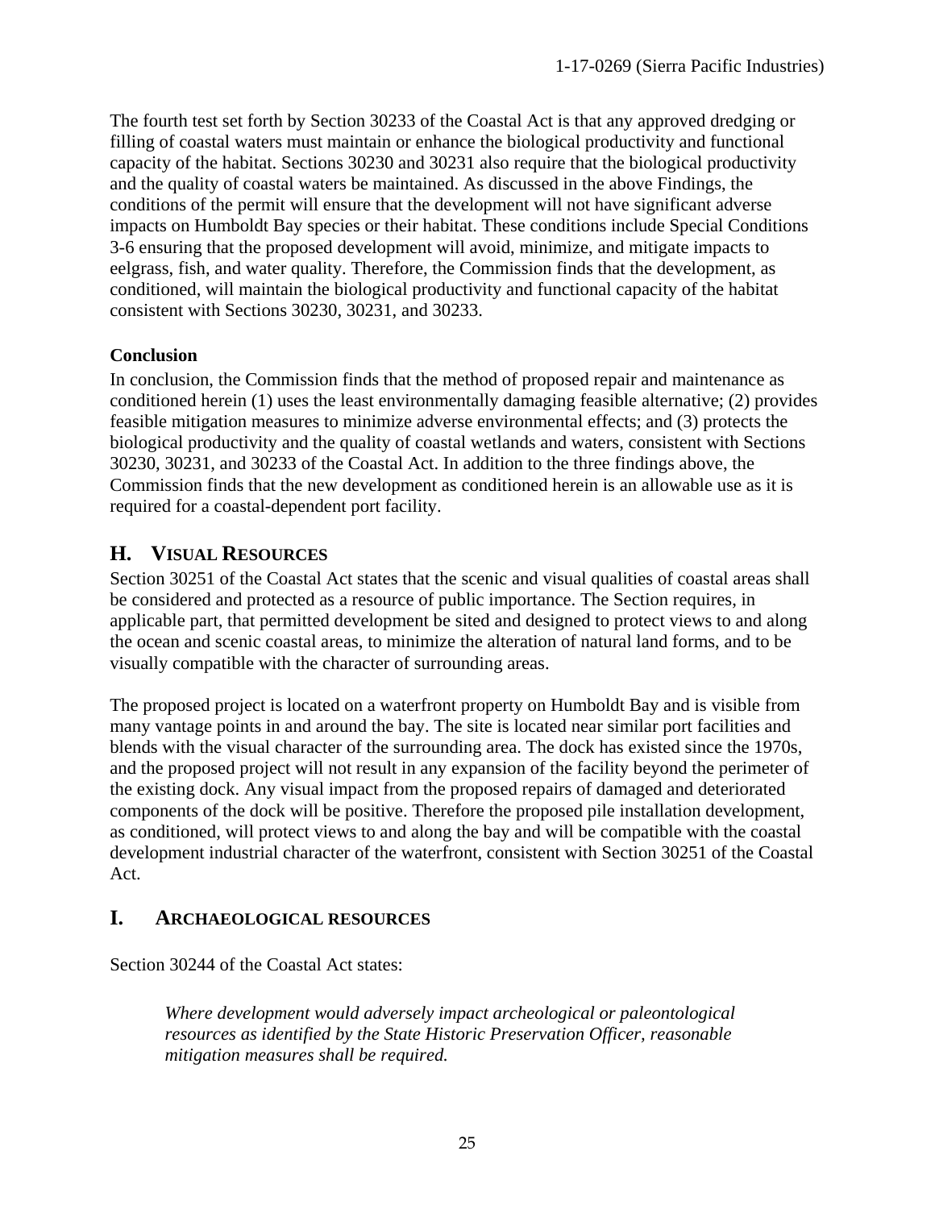The fourth test set forth by Section 30233 of the Coastal Act is that any approved dredging or filling of coastal waters must maintain or enhance the biological productivity and functional capacity of the habitat. Sections 30230 and 30231 also require that the biological productivity and the quality of coastal waters be maintained. As discussed in the above Findings, the conditions of the permit will ensure that the development will not have significant adverse impacts on Humboldt Bay species or their habitat. These conditions include Special Conditions 3-6 ensuring that the proposed development will avoid, minimize, and mitigate impacts to eelgrass, fish, and water quality. Therefore, the Commission finds that the development, as conditioned, will maintain the biological productivity and functional capacity of the habitat consistent with Sections 30230, 30231, and 30233.

**Conclusion**

In conclusion, the Commission finds that the method of proposed repair and maintenance as conditioned herein (1) uses the least environmentally damaging feasible alternative; (2) provides feasible mitigation measures to minimize adverse environmental effects; and (3) protects the biological productivity and the quality of coastal wetlands and waters, consistent with Sections 30230, 30231, and 30233 of the Coastal Act. In addition to the three findings above, the Commission finds that the new development as conditioned herein is an allowable use as it is required for a coastal-dependent port facility.

## H. VISUAL RESOURCES

Section 30251 of the Coastal Act states that the scenic and visual qualities of coastal areas shall be considered and protected as a resource of public importance. The Section requires, in applicable part, that permitted development be sited and designed to protect views to and along the ocean and scenic coastal areas, to minimize the alteration of natural land forms, and to be visually compatible with the character of surrounding areas.

The proposed project is located on a waterfront property on Humboldt Bay and is visible from many vantage points in and around the bay. The site is located near similar port facilities and blends with the visual character of the surrounding area. The dock has existed since the 1970s, and the proposed project will not result in any expansion of the facility beyond the perimeter of the existing dock. Any visual impact from the proposed repairs of damaged and deteriorated components of the dock will be positive. Therefore the proposed pile installation development, as conditioned, will protect views to and along the bay and will be compatible with the coastal development industrial character of the waterfront, consistent with Section 30251 of the Coastal Act.

## I. ARCHAEOLOGICAL RESOURCES

Section 30244 of the Coastal Act states:

> *Where development would adversely impact archeological or paleontological resources as identified by the State Historic Preservation Officer, reasonable mitigation measures shall be required.*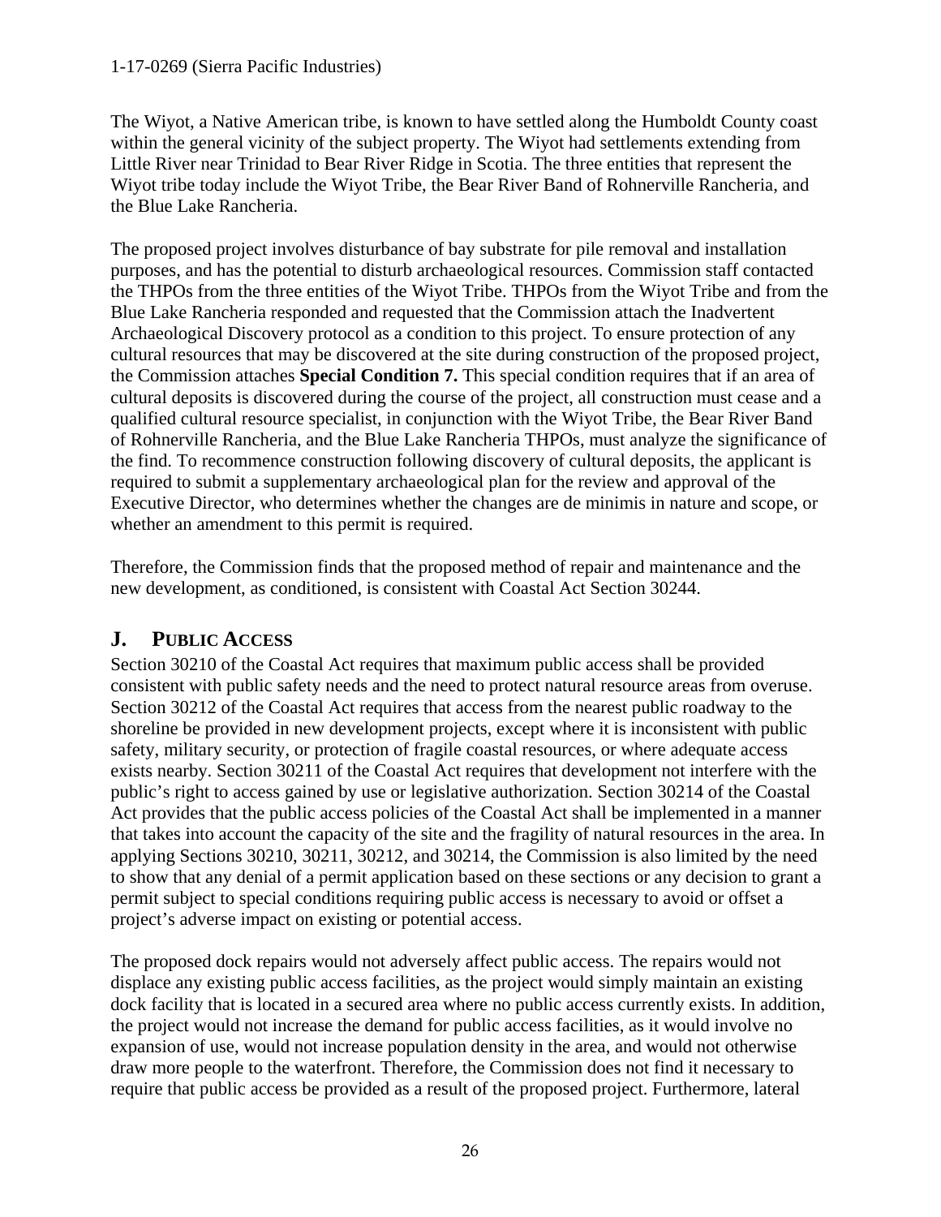The Wiyot, a Native American tribe, is known to have settled along the Humboldt County coast within the general vicinity of the subject property. The Wiyot had settlements extending from Little River near Trinidad to Bear River Ridge in Scotia. The three entities that represent the Wiyot tribe today include the Wiyot Tribe, the Bear River Band of Rohnerville Rancheria, and the Blue Lake Rancheria.

The proposed project involves disturbance of bay substrate for pile removal and installation purposes, and has the potential to disturb archaeological resources. Commission staff contacted the THPOs from the three entities of the Wiyot Tribe. THPOs from the Wiyot Tribe and from the Blue Lake Rancheria responded and requested that the Commission attach the Inadvertent Archaeological Discovery protocol as a condition to this project. To ensure protection of any cultural resources that may be discovered at the site during construction of the proposed project, the Commission attaches **Special Condition 7.** This special condition requires that if an area of cultural deposits is discovered during the course of the project, all construction must cease and a qualified cultural resource specialist, in conjunction with the Wiyot Tribe, the Bear River Band of Rohnerville Rancheria, and the Blue Lake Rancheria THPOs, must analyze the significance of the find. To recommence construction following discovery of cultural deposits, the applicant is required to submit a supplementary archaeological plan for the review and approval of the Executive Director, who determines whether the changes are de minimis in nature and scope, or whether an amendment to this permit is required.

Therefore, the Commission finds that the proposed method of repair and maintenance and the new development, as conditioned, is consistent with Coastal Act Section 30244.

## J. Public Access

Section 30210 of the Coastal Act requires that maximum public access shall be provided consistent with public safety needs and the need to protect natural resource areas from overuse. Section 30212 of the Coastal Act requires that access from the nearest public roadway to the shoreline be provided in new development projects, except where it is inconsistent with public safety, military security, or protection of fragile coastal resources, or where adequate access exists nearby. Section 30211 of the Coastal Act requires that development not interfere with the public's right to access gained by use or legislative authorization. Section 30214 of the Coastal Act provides that the public access policies of the Coastal Act shall be implemented in a manner that takes into account the capacity of the site and the fragility of natural resources in the area. In applying Sections 30210, 30211, 30212, and 30214, the Commission is also limited by the need to show that any denial of a permit application based on these sections or any decision to grant a permit subject to special conditions requiring public access is necessary to avoid or offset a project's adverse impact on existing or potential access.

The proposed dock repairs would not adversely affect public access. The repairs would not displace any existing public access facilities, as the project would simply maintain an existing dock facility that is located in a secured area where no public access currently exists. In addition, the project would not increase the demand for public access facilities, as it would involve no expansion of use, would not increase population density in the area, and would not otherwise draw more people to the waterfront. Therefore, the Commission does not find it necessary to require that public access be provided as a result of the proposed project. Furthermore, lateral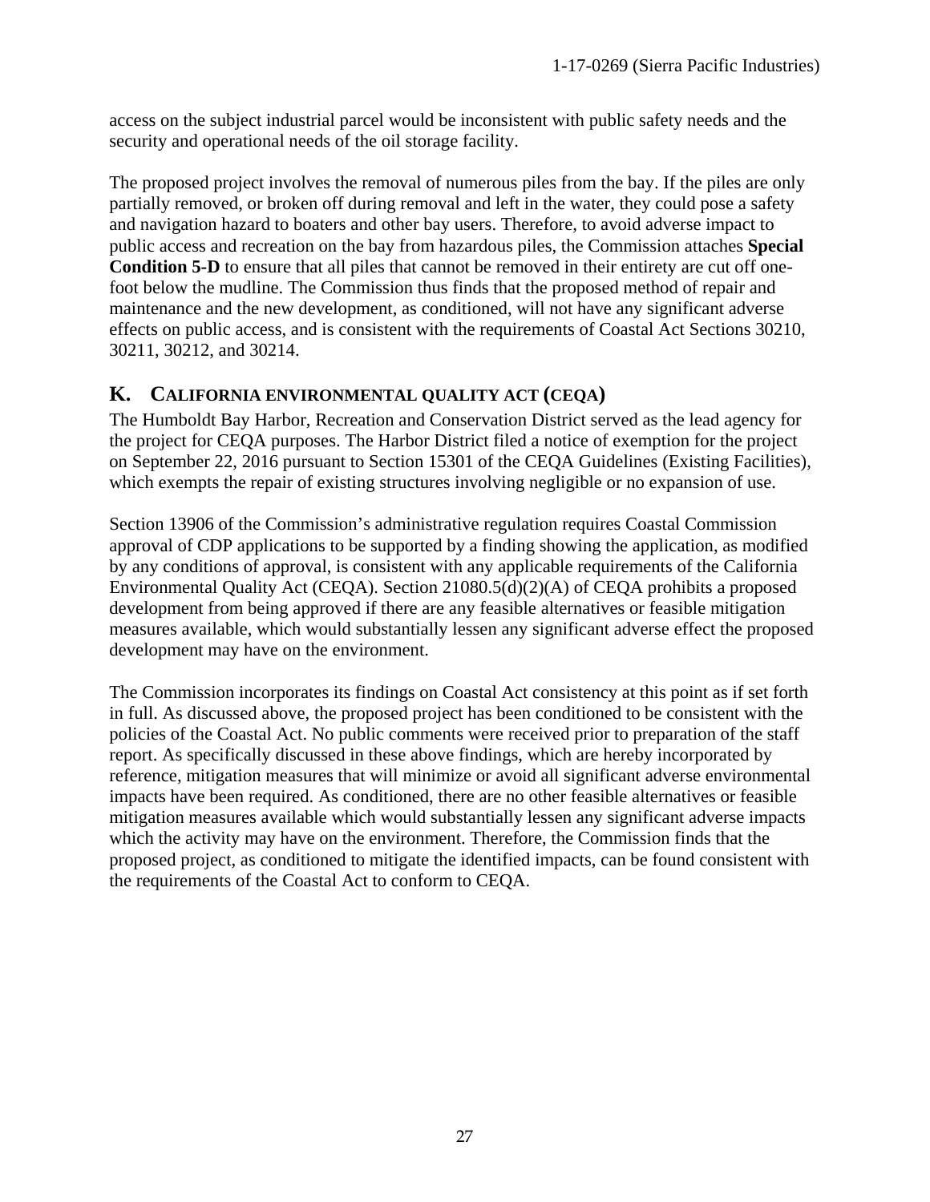access on the subject industrial parcel would be inconsistent with public safety needs and the security and operational needs of the oil storage facility.

The proposed project involves the removal of numerous piles from the bay. If the piles are only partially removed, or broken off during removal and left in the water, they could pose a safety and navigation hazard to boaters and other bay users. Therefore, to avoid adverse impact to public access and recreation on the bay from hazardous piles, the Commission attaches **Special Condition 5-D** to ensure that all piles that cannot be removed in their entirety are cut off one-foot below the mudline. The Commission thus finds that the proposed method of repair and maintenance and the new development, as conditioned, will not have any significant adverse effects on public access, and is consistent with the requirements of Coastal Act Sections 30210, 30211, 30212, and 30214.

## K. CALIFORNIA ENVIRONMENTAL QUALITY ACT (CEQA)

The Humboldt Bay Harbor, Recreation and Conservation District served as the lead agency for the project for CEQA purposes. The Harbor District filed a notice of exemption for the project on September 22, 2016 pursuant to Section 15301 of the CEQA Guidelines (Existing Facilities), which exempts the repair of existing structures involving negligible or no expansion of use.

Section 13906 of the Commission's administrative regulation requires Coastal Commission approval of CDP applications to be supported by a finding showing the application, as modified by any conditions of approval, is consistent with any applicable requirements of the California Environmental Quality Act (CEQA). Section 21080.5(d)(2)(A) of CEQA prohibits a proposed development from being approved if there are any feasible alternatives or feasible mitigation measures available, which would substantially lessen any significant adverse effect the proposed development may have on the environment.

The Commission incorporates its findings on Coastal Act consistency at this point as if set forth in full. As discussed above, the proposed project has been conditioned to be consistent with the policies of the Coastal Act. No public comments were received prior to preparation of the staff report. As specifically discussed in these above findings, which are hereby incorporated by reference, mitigation measures that will minimize or avoid all significant adverse environmental impacts have been required. As conditioned, there are no other feasible alternatives or feasible mitigation measures available which would substantially lessen any significant adverse impacts which the activity may have on the environment. Therefore, the Commission finds that the proposed project, as conditioned to mitigate the identified impacts, can be found consistent with the requirements of the Coastal Act to conform to CEQA.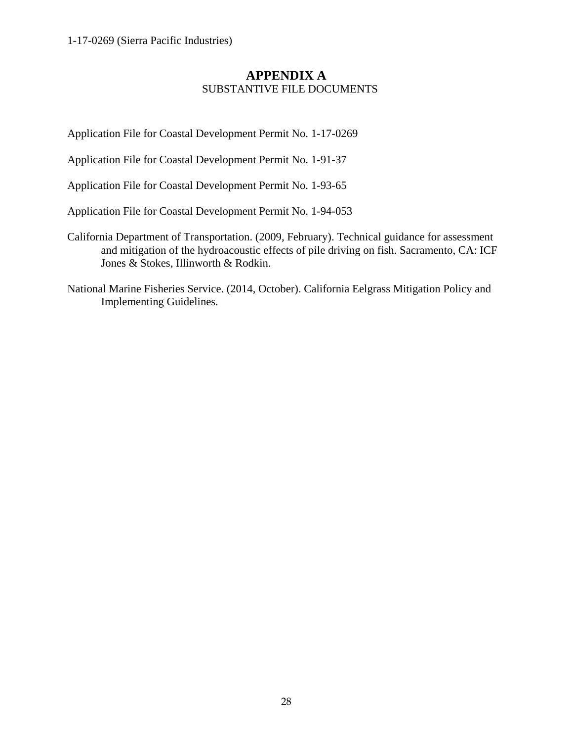# APPENDIX A

## SUBSTANTIVE FILE DOCUMENTS

Application File for Coastal Development Permit No. 1-17-0269

Application File for Coastal Development Permit No. 1-91-37

Application File for Coastal Development Permit No. 1-93-65

Application File for Coastal Development Permit No. 1-94-053

California Department of Transportation. (2009, February). Technical guidance for assessment and mitigation of the hydroacoustic effects of pile driving on fish. Sacramento, CA: ICF Jones & Stokes, Illinworth & Rodkin.

National Marine Fisheries Service. (2014, October). California Eelgrass Mitigation Policy and Implementing Guidelines.